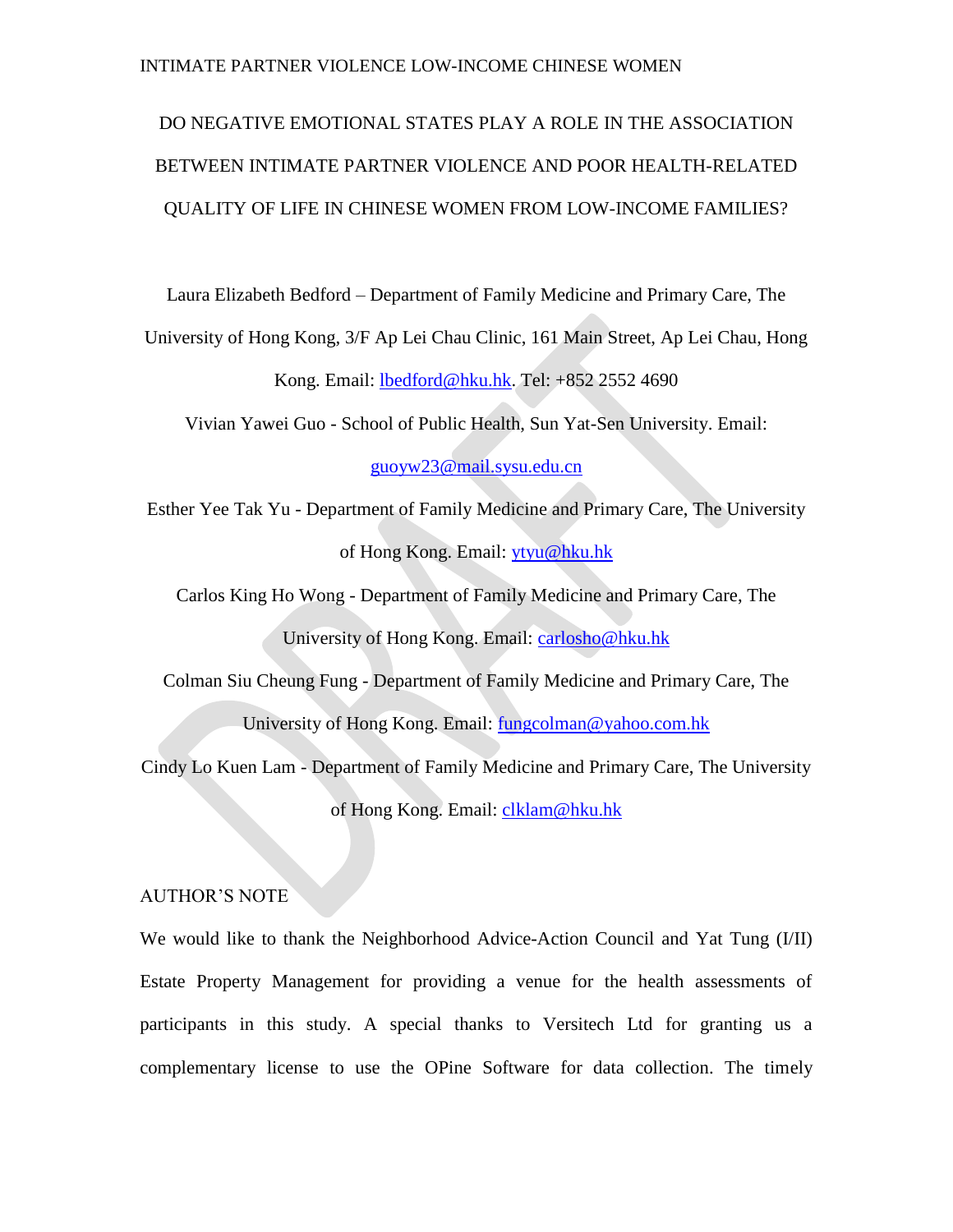# DO NEGATIVE EMOTIONAL STATES PLAY A ROLE IN THE ASSOCIATION BETWEEN INTIMATE PARTNER VIOLENCE AND POOR HEALTH-RELATED QUALITY OF LIFE IN CHINESE WOMEN FROM LOW-INCOME FAMILIES?

Laura Elizabeth Bedford – Department of Family Medicine and Primary Care, The University of Hong Kong, 3/F Ap Lei Chau Clinic, 161 Main Street, Ap Lei Chau, Hong Kong. Email: lbedford@hku.hk. Tel: +852 2552 4690

Vivian Yawei Guo - School of Public Health, Sun Yat-Sen University. Email: guoyw23@mail.sysu.edu.cn

Esther Yee Tak Yu - Department of Family Medicine and Primary Care, The University of Hong Kong. Email: ytyu@hku.hk

Carlos King Ho Wong - Department of Family Medicine and Primary Care, The University of Hong Kong. Email: carlosho@hku.hk

Colman Siu Cheung Fung - Department of Family Medicine and Primary Care, The University of Hong Kong. Email: fungcolman@yahoo.com.hk

Cindy Lo Kuen Lam - Department of Family Medicine and Primary Care, The University of Hong Kong. Email: clklam@hku.hk

## AUTHOR'S NOTE

We would like to thank the Neighborhood Advice-Action Council and Yat Tung (I/II) Estate Property Management for providing a venue for the health assessments of participants in this study. A special thanks to Versitech Ltd for granting us a complementary license to use the OPine Software for data collection. The timely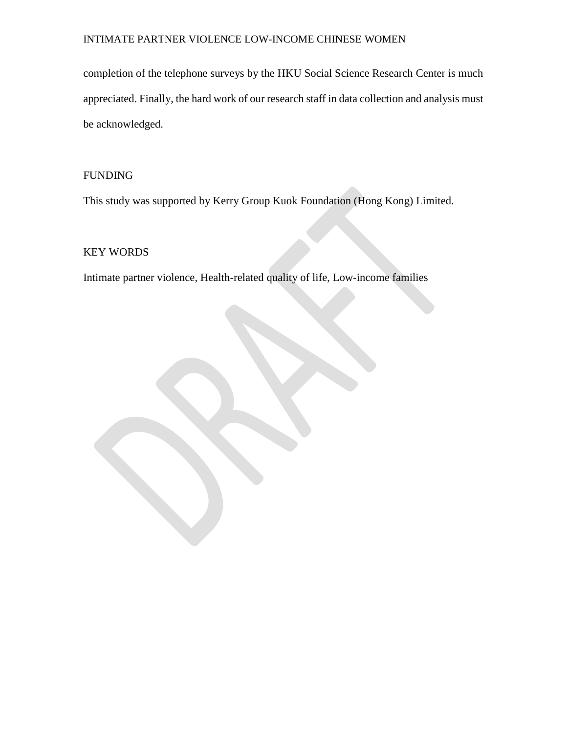completion of the telephone surveys by the HKU Social Science Research Center is much appreciated. Finally, the hard work of our research staff in data collection and analysis must be acknowledged.

## FUNDING

This study was supported by Kerry Group Kuok Foundation (Hong Kong) Limited.

## KEY WORDS

Intimate partner violence, Health-related quality of life, Low-income families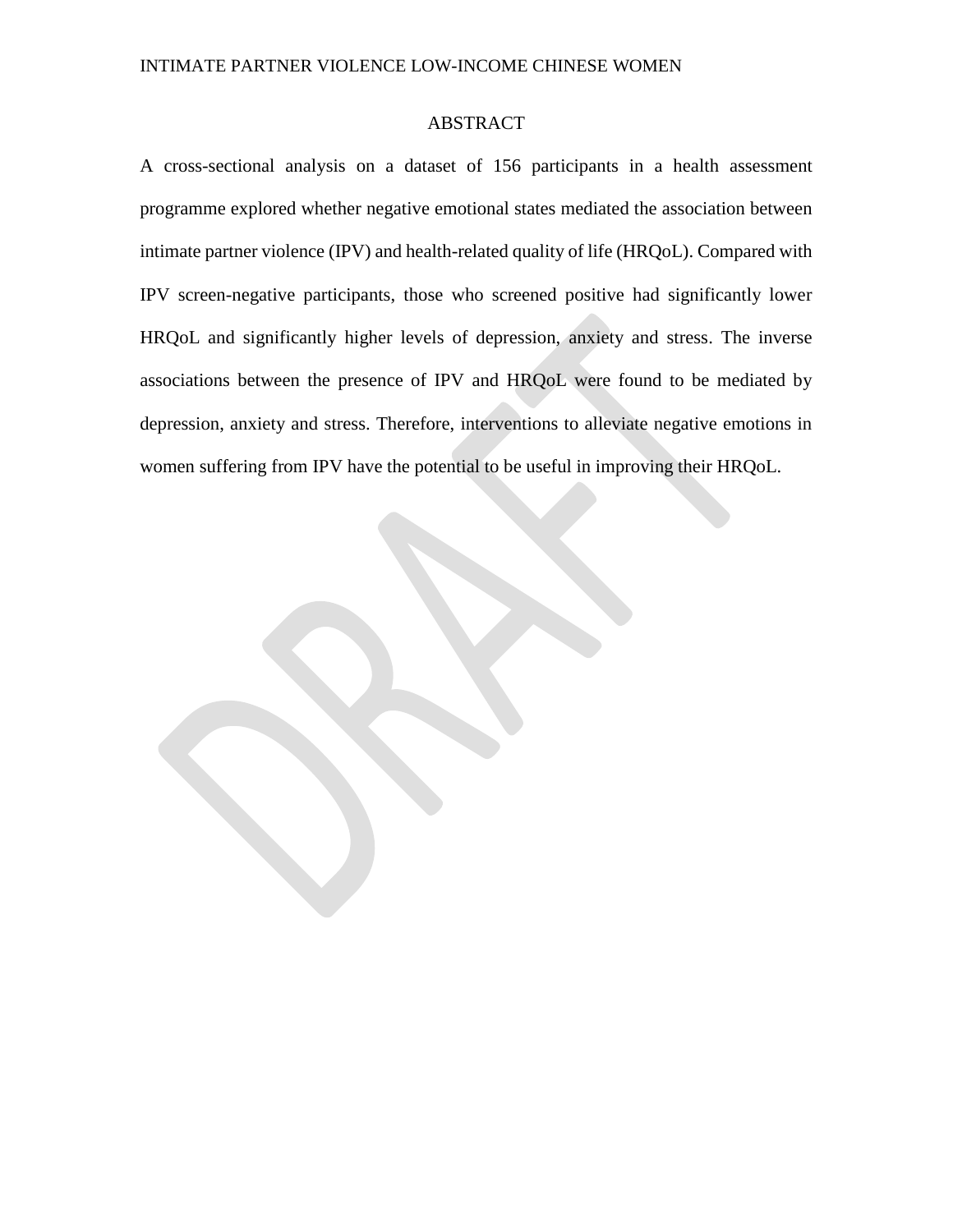# ABSTRACT

A cross-sectional analysis on a dataset of 156 participants in a health assessment programme explored whether negative emotional states mediated the association between intimate partner violence (IPV) and health-related quality of life (HRQoL). Compared with IPV screen-negative participants, those who screened positive had significantly lower HRQoL and significantly higher levels of depression, anxiety and stress. The inverse associations between the presence of IPV and HRQoL were found to be mediated by depression, anxiety and stress. Therefore, interventions to alleviate negative emotions in women suffering from IPV have the potential to be useful in improving their HRQoL.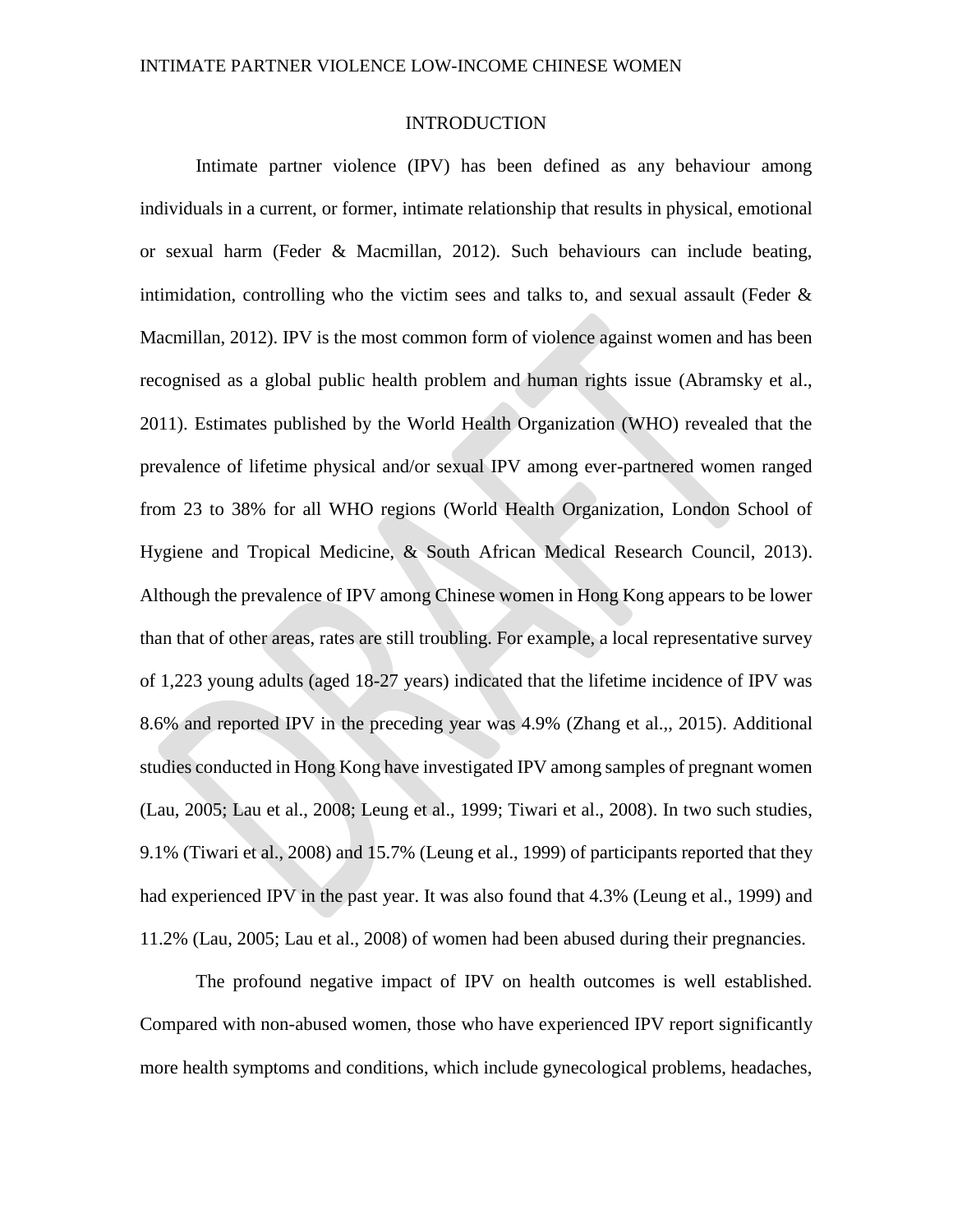# INTRODUCTION

Intimate partner violence (IPV) has been defined as any behaviour among individuals in a current, or former, intimate relationship that results in physical, emotional or sexual harm (Feder & Macmillan, 2012). Such behaviours can include beating, intimidation, controlling who the victim sees and talks to, and sexual assault (Feder & Macmillan, 2012). IPV is the most common form of violence against women and has been recognised as a global public health problem and human rights issue (Abramsky et al., 2011). Estimates published by the World Health Organization (WHO) revealed that the prevalence of lifetime physical and/or sexual IPV among ever-partnered women ranged from 23 to 38% for all WHO regions (World Health Organization, London School of Hygiene and Tropical Medicine, & South African Medical Research Council, 2013). Although the prevalence of IPV among Chinese women in Hong Kong appears to be lower than that of other areas, rates are still troubling. For example, a local representative survey of 1,223 young adults (aged 18-27 years) indicated that the lifetime incidence of IPV was 8.6% and reported IPV in the preceding year was 4.9% (Zhang et al.,, 2015). Additional studies conducted in Hong Kong have investigated IPV among samples of pregnant women (Lau, 2005; Lau et al., 2008; Leung et al., 1999; Tiwari et al., 2008). In two such studies, 9.1% (Tiwari et al., 2008) and 15.7% (Leung et al., 1999) of participants reported that they had experienced IPV in the past year. It was also found that 4.3% (Leung et al., 1999) and 11.2% (Lau, 2005; Lau et al., 2008) of women had been abused during their pregnancies.

The profound negative impact of IPV on health outcomes is well established. Compared with non-abused women, those who have experienced IPV report significantly more health symptoms and conditions, which include gynecological problems, headaches,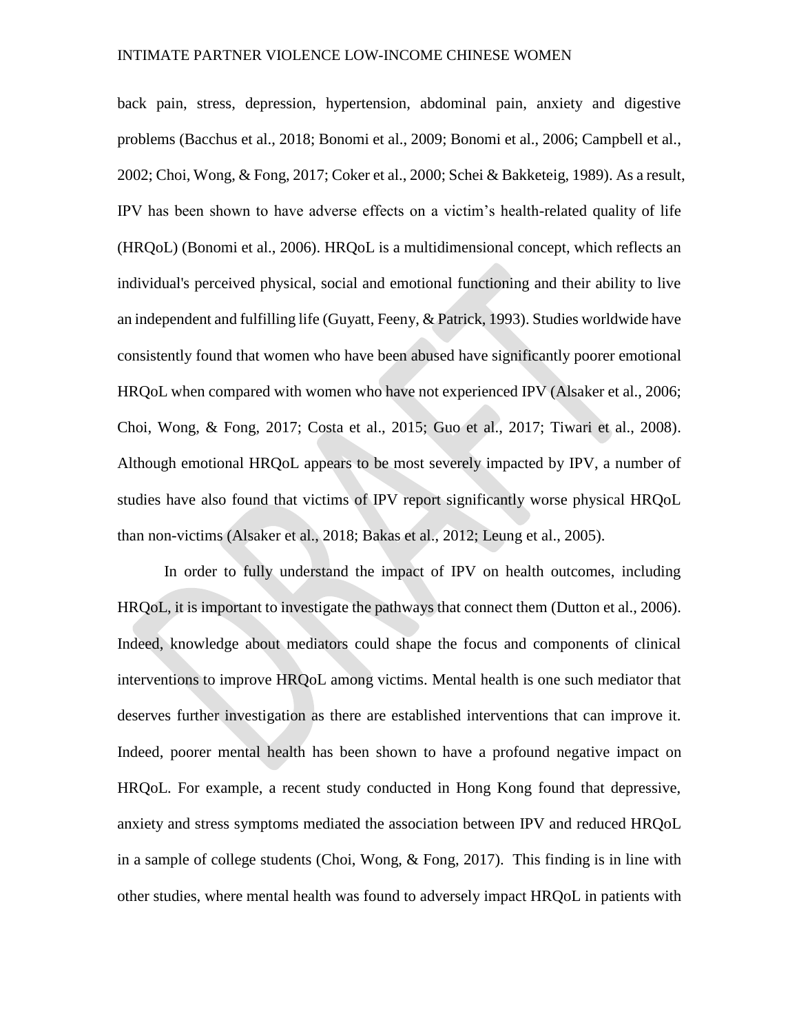back pain, stress, depression, hypertension, abdominal pain, anxiety and digestive problems (Bacchus et al., 2018; Bonomi et al., 2009; Bonomi et al., 2006; Campbell et al., 2002; Choi, Wong, & Fong, 2017; Coker et al., 2000; Schei & Bakketeig, 1989). As a result, IPV has been shown to have adverse effects on a victim's health-related quality of life (HRQoL) (Bonomi et al., 2006). HRQoL is a multidimensional concept, which reflects an individual's perceived physical, social and emotional functioning and their ability to live an independent and fulfilling life (Guyatt, Feeny, & Patrick, 1993). Studies worldwide have consistently found that women who have been abused have significantly poorer emotional HRQoL when compared with women who have not experienced IPV (Alsaker et al., 2006; Choi, Wong, & Fong, 2017; Costa et al., 2015; Guo et al., 2017; Tiwari et al., 2008). Although emotional HRQoL appears to be most severely impacted by IPV, a number of studies have also found that victims of IPV report significantly worse physical HRQoL than non-victims (Alsaker et al., 2018; Bakas et al., 2012; Leung et al., 2005).

In order to fully understand the impact of IPV on health outcomes, including HRQoL, it is important to investigate the pathways that connect them (Dutton et al., 2006). Indeed, knowledge about mediators could shape the focus and components of clinical interventions to improve HRQoL among victims. Mental health is one such mediator that deserves further investigation as there are established interventions that can improve it. Indeed, poorer mental health has been shown to have a profound negative impact on HRQoL. For example, a recent study conducted in Hong Kong found that depressive, anxiety and stress symptoms mediated the association between IPV and reduced HRQoL in a sample of college students (Choi, Wong, & Fong, 2017). This finding is in line with other studies, where mental health was found to adversely impact HRQoL in patients with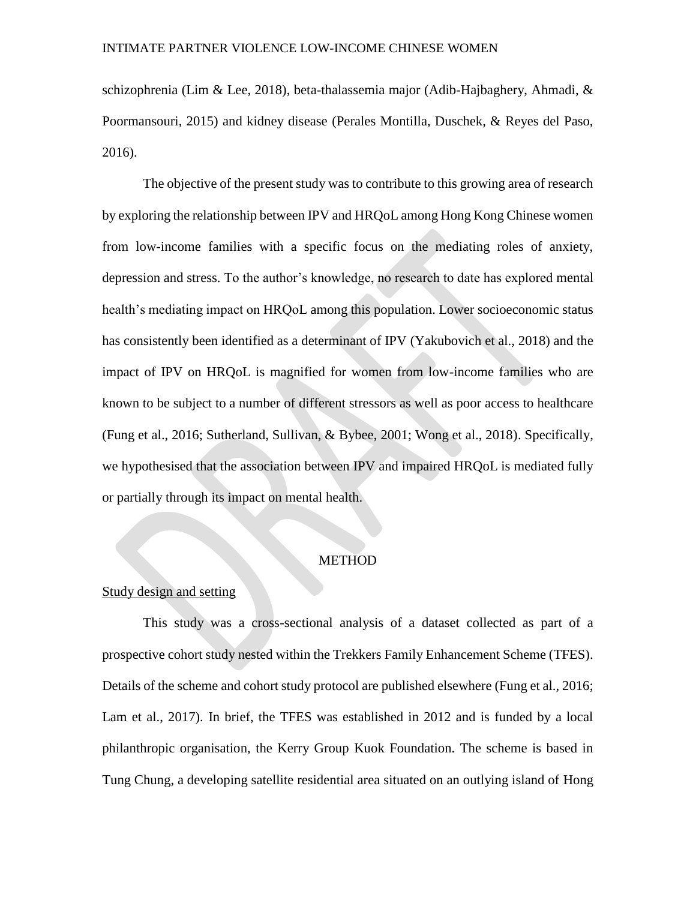schizophrenia (Lim & Lee, 2018), beta-thalassemia major (Adib-Hajbaghery, Ahmadi, & Poormansouri, 2015) and kidney disease (Perales Montilla, Duschek, & Reyes del Paso, 2016).

The objective of the present study was to contribute to this growing area of research by exploring the relationship between IPV and HRQoL among Hong Kong Chinese women from low-income families with a specific focus on the mediating roles of anxiety, depression and stress. To the author's knowledge, no research to date has explored mental health's mediating impact on HRQoL among this population. Lower socioeconomic status has consistently been identified as a determinant of IPV (Yakubovich et al., 2018) and the impact of IPV on HRQoL is magnified for women from low-income families who are known to be subject to a number of different stressors as well as poor access to healthcare (Fung et al., 2016; Sutherland, Sullivan, & Bybee, 2001; Wong et al., 2018). Specifically, we hypothesised that the association between IPV and impaired HRQoL is mediated fully or partially through its impact on mental health.

## METHOD

### Study design and setting

This study was a cross-sectional analysis of a dataset collected as part of a prospective cohort study nested within the Trekkers Family Enhancement Scheme (TFES). Details of the scheme and cohort study protocol are published elsewhere (Fung et al., 2016; Lam et al., 2017). In brief, the TFES was established in 2012 and is funded by a local philanthropic organisation, the Kerry Group Kuok Foundation. The scheme is based in Tung Chung, a developing satellite residential area situated on an outlying island of Hong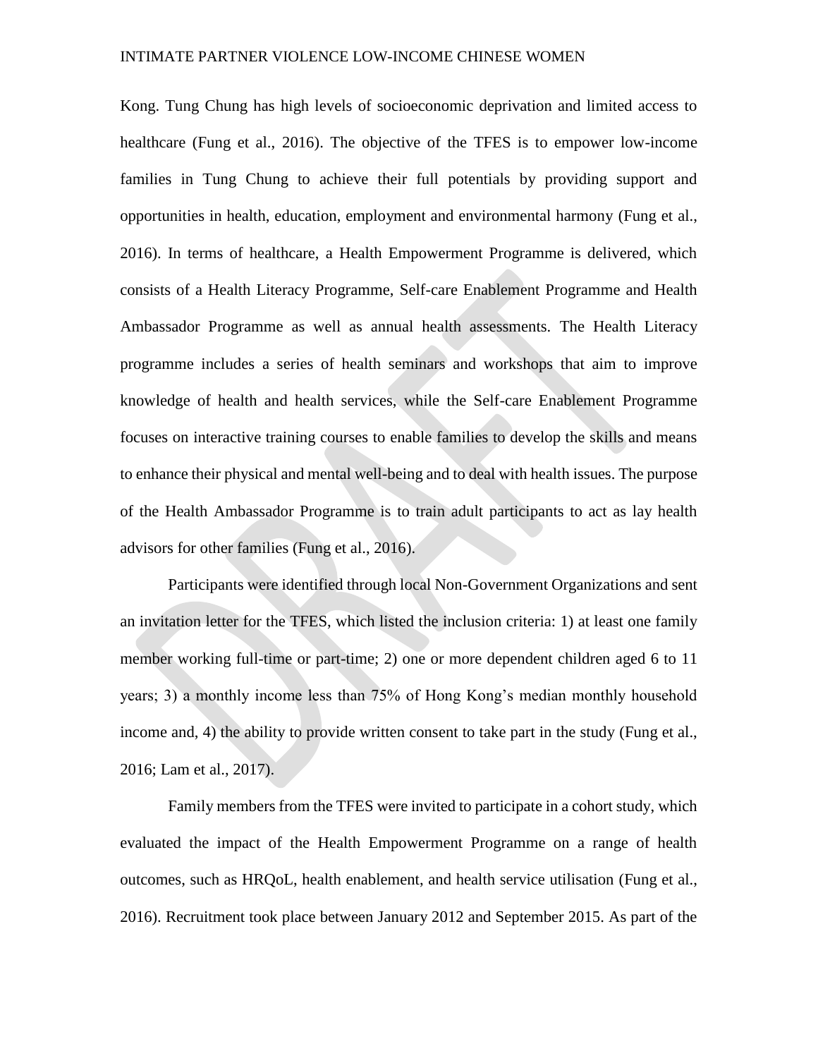Kong. Tung Chung has high levels of socioeconomic deprivation and limited access to healthcare (Fung et al., 2016). The objective of the TFES is to empower low-income families in Tung Chung to achieve their full potentials by providing support and opportunities in health, education, employment and environmental harmony (Fung et al., 2016). In terms of healthcare, a Health Empowerment Programme is delivered, which consists of a Health Literacy Programme, Self-care Enablement Programme and Health Ambassador Programme as well as annual health assessments. The Health Literacy programme includes a series of health seminars and workshops that aim to improve knowledge of health and health services, while the Self-care Enablement Programme focuses on interactive training courses to enable families to develop the skills and means to enhance their physical and mental well-being and to deal with health issues. The purpose of the Health Ambassador Programme is to train adult participants to act as lay health advisors for other families (Fung et al., 2016).

Participants were identified through local Non-Government Organizations and sent an invitation letter for the TFES, which listed the inclusion criteria: 1) at least one family member working full-time or part-time; 2) one or more dependent children aged 6 to 11 years; 3) a monthly income less than 75% of Hong Kong's median monthly household income and, 4) the ability to provide written consent to take part in the study (Fung et al., 2016; Lam et al., 2017).

Family members from the TFES were invited to participate in a cohort study, which evaluated the impact of the Health Empowerment Programme on a range of health outcomes, such as HRQoL, health enablement, and health service utilisation (Fung et al., 2016). Recruitment took place between January 2012 and September 2015. As part of the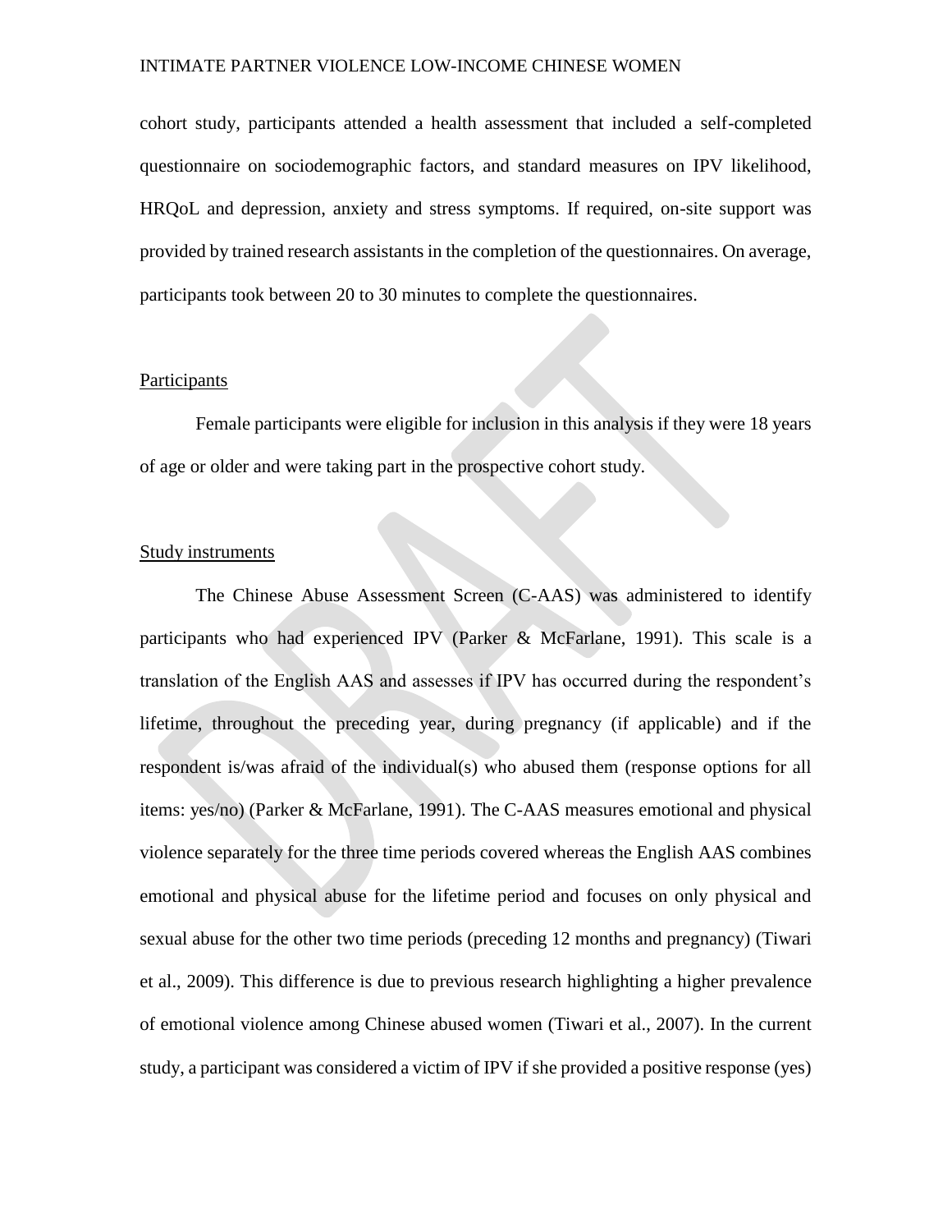cohort study, participants attended a health assessment that included a self-completed questionnaire on sociodemographic factors, and standard measures on IPV likelihood, HRQoL and depression, anxiety and stress symptoms. If required, on-site support was provided by trained research assistants in the completion of the questionnaires. On average, participants took between 20 to 30 minutes to complete the questionnaires.

<u>Participants</u>

Female participants were eligible for inclusion in this analysis if they were 18 years of age or older and were taking part in the prospective cohort study.

<u>Study instruments</u>

The Chinese Abuse Assessment Screen (C-AAS) was administered to identify participants who had experienced IPV (Parker & McFarlane, 1991). This scale is a translation of the English AAS and assesses if IPV has occurred during the respondent's lifetime, throughout the preceding year, during pregnancy (if applicable) and if the respondent is/was afraid of the individual(s) who abused them (response options for all items: yes/no) (Parker & McFarlane, 1991). The C-AAS measures emotional and physical violence separately for the three time periods covered whereas the English AAS combines emotional and physical abuse for the lifetime period and focuses on only physical and sexual abuse for the other two time periods (preceding 12 months and pregnancy) (Tiwari et al., 2009). This difference is due to previous research highlighting a higher prevalence of emotional violence among Chinese abused women (Tiwari et al., 2007). In the current study, a participant was considered a victim of IPV if she provided a positive response (yes)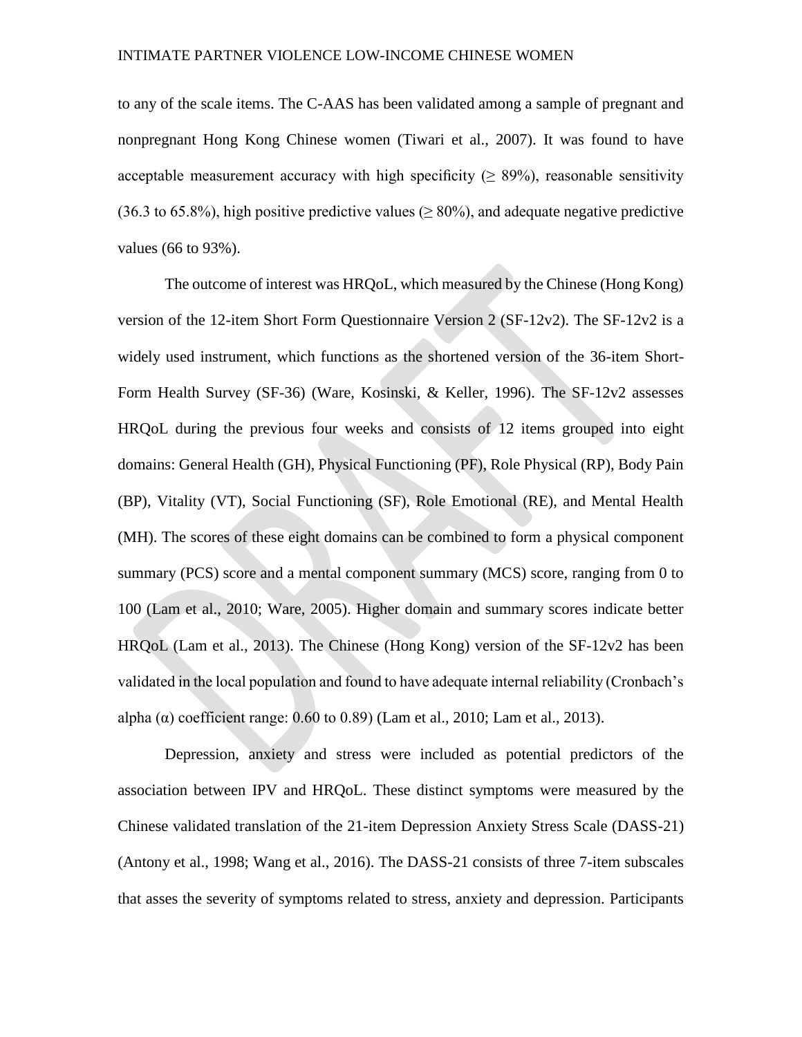to any of the scale items. The C-AAS has been validated among a sample of pregnant and nonpregnant Hong Kong Chinese women (Tiwari et al., 2007). It was found to have acceptable measurement accuracy with high specificity (≥ 89%), reasonable sensitivity (36.3 to 65.8%), high positive predictive values (≥ 80%), and adequate negative predictive values (66 to 93%).

The outcome of interest was HRQoL, which measured by the Chinese (Hong Kong) version of the 12-item Short Form Questionnaire Version 2 (SF-12v2). The SF-12v2 is a widely used instrument, which functions as the shortened version of the 36-item Short-Form Health Survey (SF-36) (Ware, Kosinski, & Keller, 1996). The SF-12v2 assesses HRQoL during the previous four weeks and consists of 12 items grouped into eight domains: General Health (GH), Physical Functioning (PF), Role Physical (RP), Body Pain (BP), Vitality (VT), Social Functioning (SF), Role Emotional (RE), and Mental Health (MH). The scores of these eight domains can be combined to form a physical component summary (PCS) score and a mental component summary (MCS) score, ranging from 0 to 100 (Lam et al., 2010; Ware, 2005). Higher domain and summary scores indicate better HRQoL (Lam et al., 2013). The Chinese (Hong Kong) version of the SF-12v2 has been validated in the local population and found to have adequate internal reliability (Cronbach's alpha (α) coefficient range: 0.60 to 0.89) (Lam et al., 2010; Lam et al., 2013).

Depression, anxiety and stress were included as potential predictors of the association between IPV and HRQoL. These distinct symptoms were measured by the Chinese validated translation of the 21-item Depression Anxiety Stress Scale (DASS-21) (Antony et al., 1998; Wang et al., 2016). The DASS-21 consists of three 7-item subscales that asses the severity of symptoms related to stress, anxiety and depression. Participants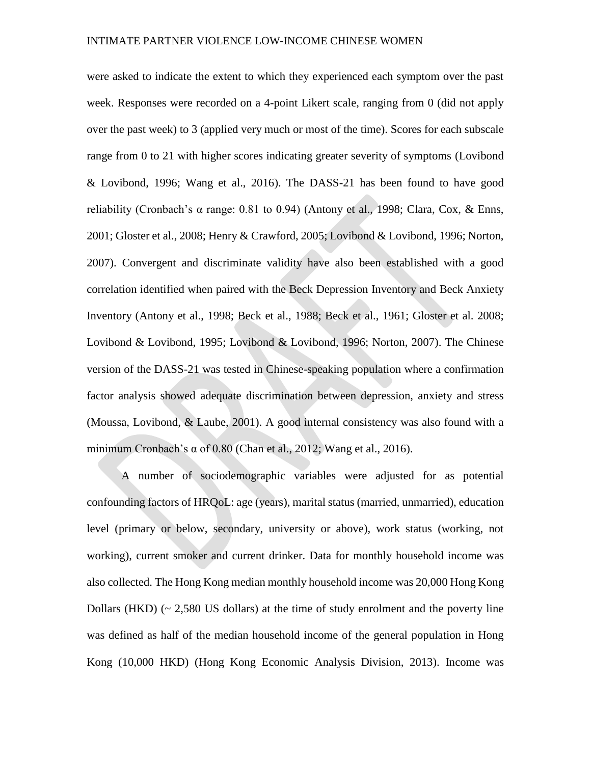were asked to indicate the extent to which they experienced each symptom over the past week. Responses were recorded on a 4-point Likert scale, ranging from 0 (did not apply over the past week) to 3 (applied very much or most of the time). Scores for each subscale range from 0 to 21 with higher scores indicating greater severity of symptoms (Lovibond & Lovibond, 1996; Wang et al., 2016). The DASS-21 has been found to have good reliability (Cronbach's α range: 0.81 to 0.94) (Antony et al., 1998; Clara, Cox, & Enns, 2001; Gloster et al., 2008; Henry & Crawford, 2005; Lovibond & Lovibond, 1996; Norton, 2007). Convergent and discriminate validity have also been established with a good correlation identified when paired with the Beck Depression Inventory and Beck Anxiety Inventory (Antony et al., 1998; Beck et al., 1988; Beck et al., 1961; Gloster et al. 2008; Lovibond & Lovibond, 1995; Lovibond & Lovibond, 1996; Norton, 2007). The Chinese version of the DASS-21 was tested in Chinese-speaking population where a confirmation factor analysis showed adequate discrimination between depression, anxiety and stress (Moussa, Lovibond, & Laube, 2001). A good internal consistency was also found with a minimum Cronbach's α of 0.80 (Chan et al., 2012; Wang et al., 2016).

A number of sociodemographic variables were adjusted for as potential confounding factors of HRQoL: age (years), marital status (married, unmarried), education level (primary or below, secondary, university or above), work status (working, not working), current smoker and current drinker. Data for monthly household income was also collected. The Hong Kong median monthly household income was 20,000 Hong Kong Dollars (HKD) (~ 2,580 US dollars) at the time of study enrolment and the poverty line was defined as half of the median household income of the general population in Hong Kong (10,000 HKD) (Hong Kong Economic Analysis Division, 2013). Income was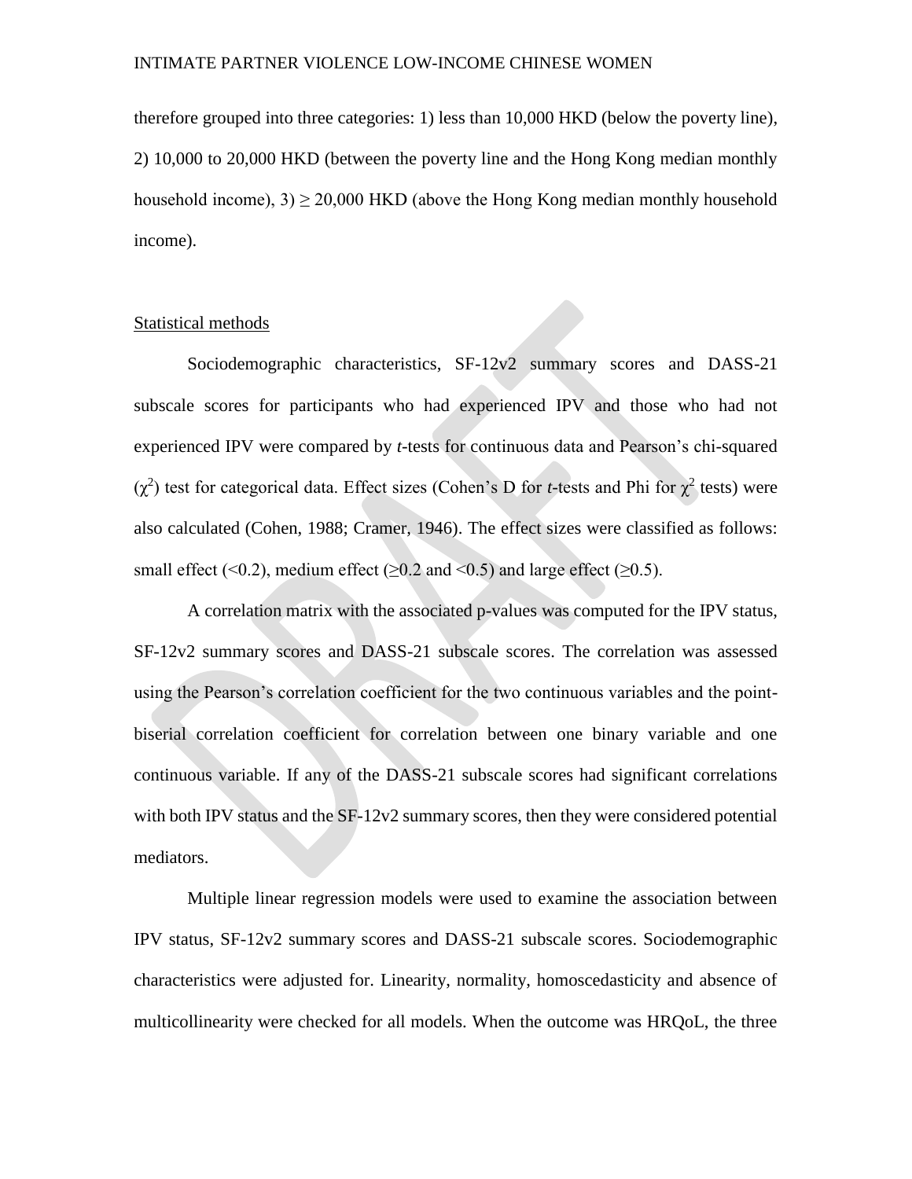therefore grouped into three categories: 1) less than 10,000 HKD (below the poverty line), 2) 10,000 to 20,000 HKD (between the poverty line and the Hong Kong median monthly household income), 3) ≥ 20,000 HKD (above the Hong Kong median monthly household income).

## Statistical methods

Sociodemographic characteristics, SF-12v2 summary scores and DASS-21 subscale scores for participants who had experienced IPV and those who had not experienced IPV were compared by *t*-tests for continuous data and Pearson's chi-squared ($\chi^2$) test for categorical data. Effect sizes (Cohen's D for *t*-tests and Phi for $\chi^2$ tests) were also calculated (Cohen, 1988; Cramer, 1946). The effect sizes were classified as follows: small effect (<0.2), medium effect (≥0.2 and <0.5) and large effect (≥0.5).

A correlation matrix with the associated p-values was computed for the IPV status, SF-12v2 summary scores and DASS-21 subscale scores. The correlation was assessed using the Pearson's correlation coefficient for the two continuous variables and the point-biserial correlation coefficient for correlation between one binary variable and one continuous variable. If any of the DASS-21 subscale scores had significant correlations with both IPV status and the SF-12v2 summary scores, then they were considered potential mediators.

Multiple linear regression models were used to examine the association between IPV status, SF-12v2 summary scores and DASS-21 subscale scores. Sociodemographic characteristics were adjusted for. Linearity, normality, homoscedasticity and absence of multicollinearity were checked for all models. When the outcome was HRQoL, the three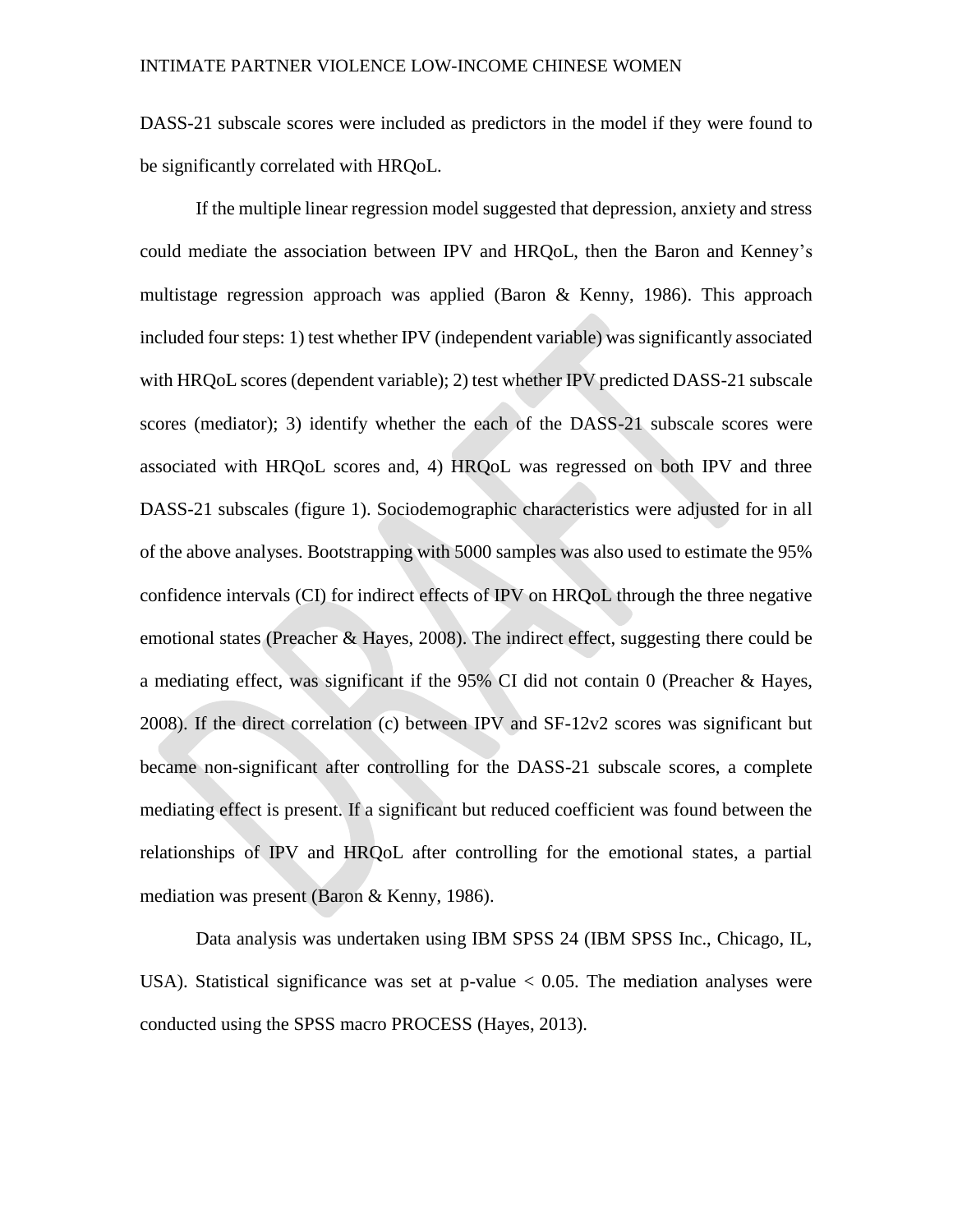DASS-21 subscale scores were included as predictors in the model if they were found to be significantly correlated with HRQoL.

If the multiple linear regression model suggested that depression, anxiety and stress could mediate the association between IPV and HRQoL, then the Baron and Kenney's multistage regression approach was applied (Baron & Kenny, 1986). This approach included four steps: 1) test whether IPV (independent variable) was significantly associated with HRQoL scores (dependent variable); 2) test whether IPV predicted DASS-21 subscale scores (mediator); 3) identify whether the each of the DASS-21 subscale scores were associated with HRQoL scores and, 4) HRQoL was regressed on both IPV and three DASS-21 subscales (figure 1). Sociodemographic characteristics were adjusted for in all of the above analyses. Bootstrapping with 5000 samples was also used to estimate the 95% confidence intervals (CI) for indirect effects of IPV on HRQoL through the three negative emotional states (Preacher & Hayes, 2008). The indirect effect, suggesting there could be a mediating effect, was significant if the 95% CI did not contain 0 (Preacher & Hayes, 2008). If the direct correlation (c) between IPV and SF-12v2 scores was significant but became non-significant after controlling for the DASS-21 subscale scores, a complete mediating effect is present. If a significant but reduced coefficient was found between the relationships of IPV and HRQoL after controlling for the emotional states, a partial mediation was present (Baron & Kenny, 1986).

Data analysis was undertaken using IBM SPSS 24 (IBM SPSS Inc., Chicago, IL, USA). Statistical significance was set at p-value $< 0.05$. The mediation analyses were conducted using the SPSS macro PROCESS (Hayes, 2013).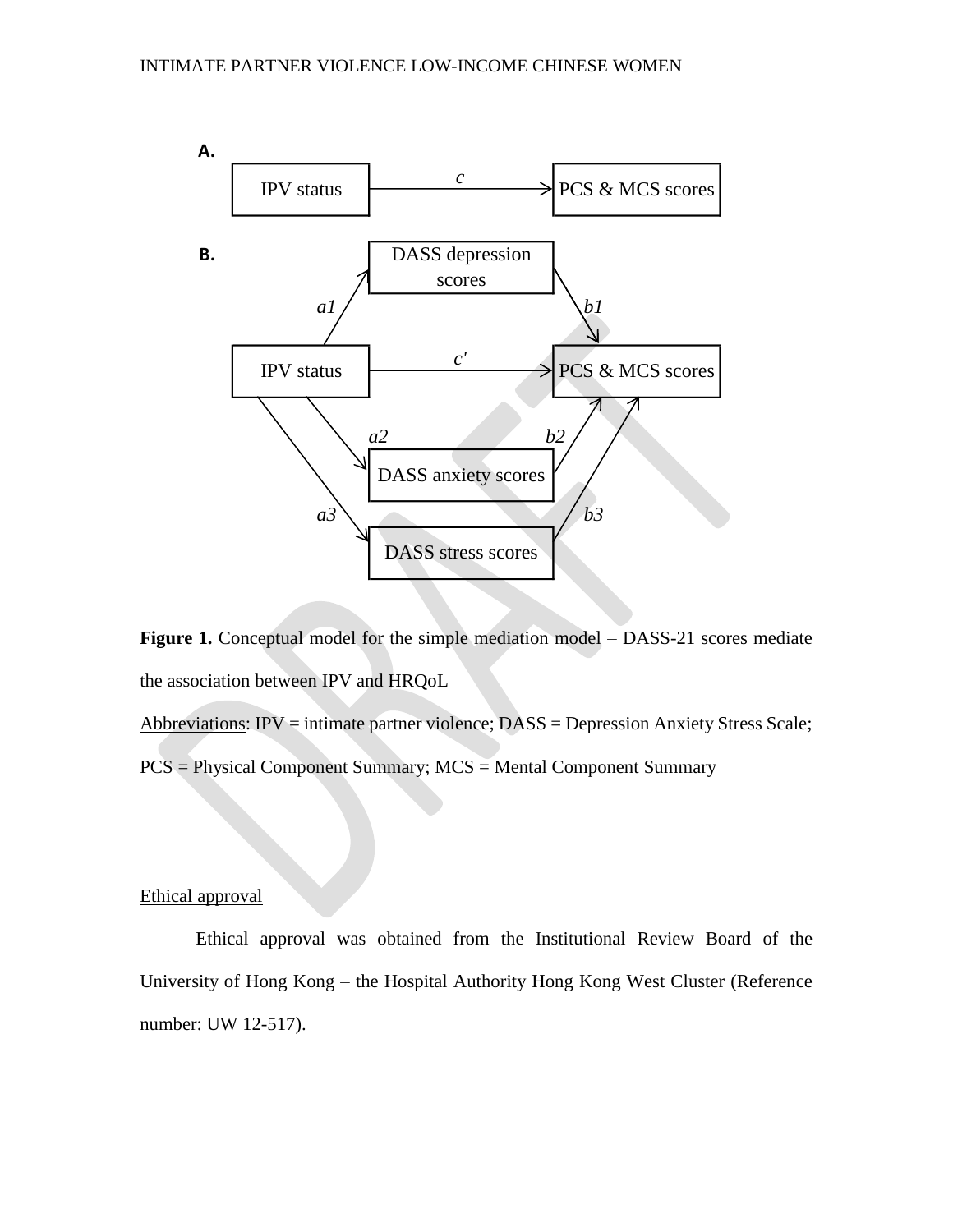**Figure 1.** Conceptual model for the simple mediation model – DASS-21 scores mediate the association between IPV and HRQoL

Abbreviations: IPV = intimate partner violence; DASS = Depression Anxiety Stress Scale; PCS = Physical Component Summary; MCS = Mental Component Summary

Ethical approval

Ethical approval was obtained from the Institutional Review Board of the University of Hong Kong – the Hospital Authority Hong Kong West Cluster (Reference number: UW 12-517).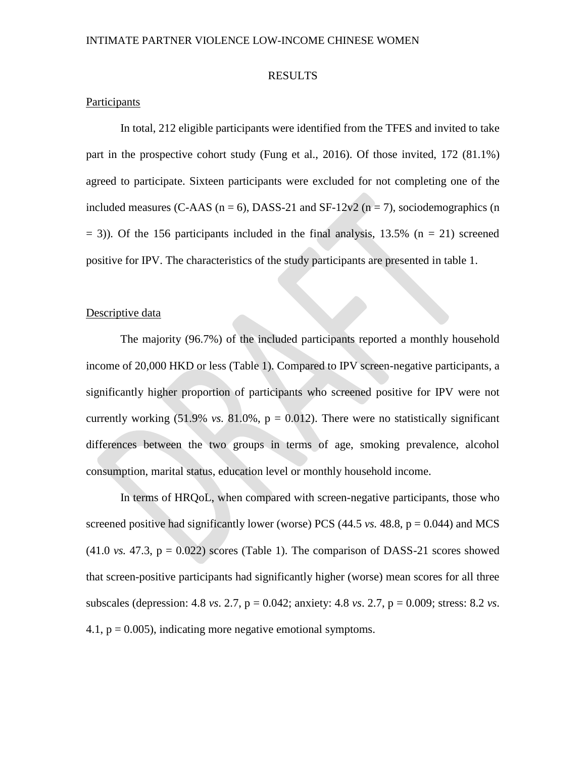# RESULTS

## Participants

In total, 212 eligible participants were identified from the TFES and invited to take part in the prospective cohort study (Fung et al., 2016). Of those invited, 172 (81.1%) agreed to participate. Sixteen participants were excluded for not completing one of the included measures (C-AAS (n = 6), DASS-21 and SF-12v2 (n = 7), sociodemographics (n = 3)). Of the 156 participants included in the final analysis, 13.5% (n = 21) screened positive for IPV. The characteristics of the study participants are presented in table 1.

## Descriptive data

The majority (96.7%) of the included participants reported a monthly household income of 20,000 HKD or less (Table 1). Compared to IPV screen-negative participants, a significantly higher proportion of participants who screened positive for IPV were not currently working (51.9% *vs.* 81.0%, p = 0.012). There were no statistically significant differences between the two groups in terms of age, smoking prevalence, alcohol consumption, marital status, education level or monthly household income.

In terms of HRQoL, when compared with screen-negative participants, those who screened positive had significantly lower (worse) PCS (44.5 *vs.* 48.8, p = 0.044) and MCS (41.0 *vs.* 47.3, p = 0.022) scores (Table 1). The comparison of DASS-21 scores showed that screen-positive participants had significantly higher (worse) mean scores for all three subscales (depression: 4.8 *vs*. 2.7, p = 0.042; anxiety: 4.8 *vs*. 2.7, p = 0.009; stress: 8.2 *vs*. 4.1, p = 0.005), indicating more negative emotional symptoms.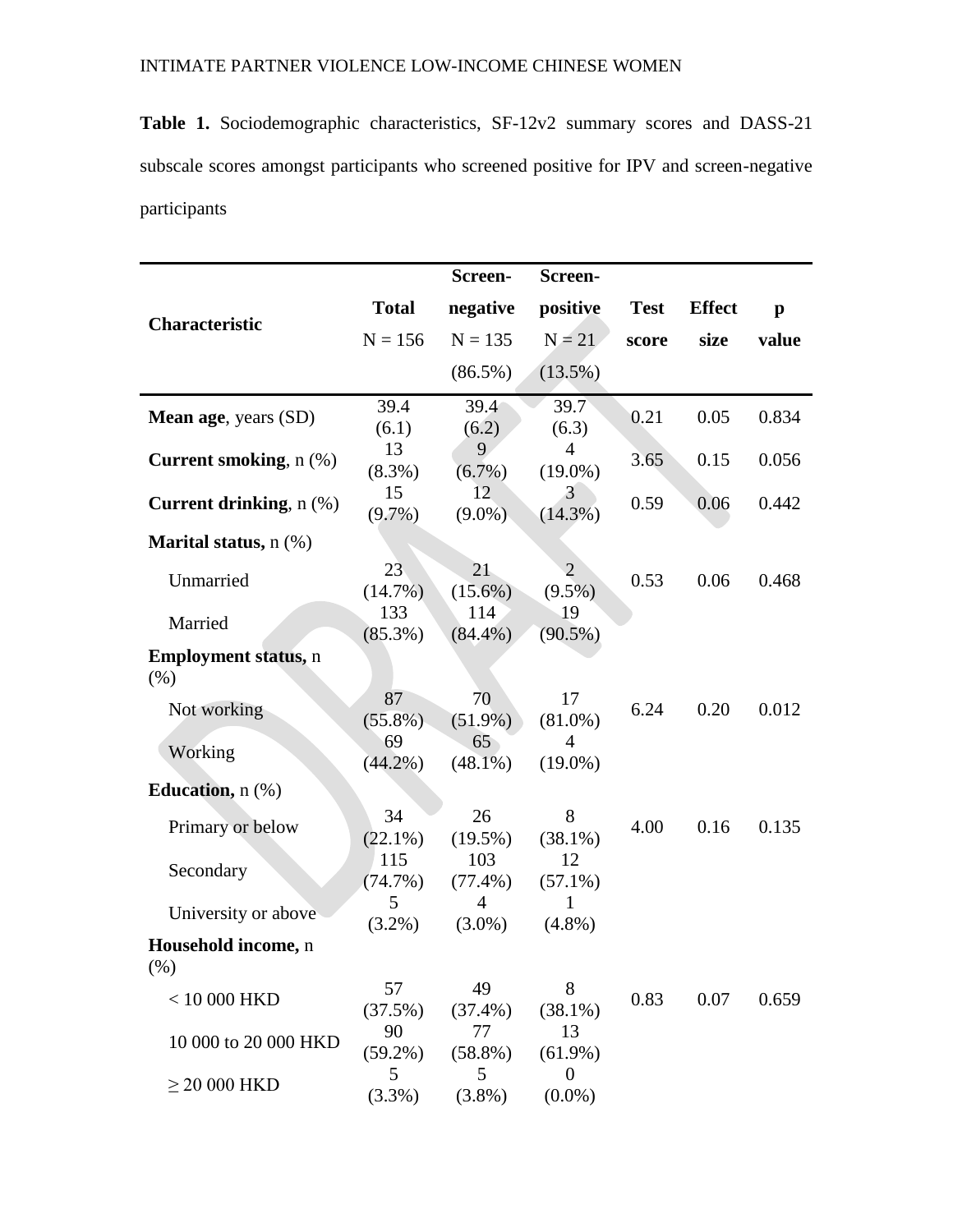**Table 1.** Sociodemographic characteristics, SF-12v2 summary scores and DASS-21 subscale scores amongst participants who screened positive for IPV and screen-negative participants

| Characteristic | Total N = 156 | Screen-negative N = 135 (86.5%) | Screen-positive N = 21 (13.5%) | Test score | Effect size | p value |
|---|---|---|---|---|---|---|
| **Mean age**, years (SD) | 39.4 (6.1) | 39.4 (6.2) | 39.7 (6.3) | 0.21 | 0.05 | 0.834 |
| **Current smoking**, n (%) | 13 (8.3%) | 9 (6.7%) | 4 (19.0%) | 3.65 | 0.15 | 0.056 |
| **Current drinking**, n (%) | 15 (9.7%) | 12 (9.0%) | 3 (14.3%) | 0.59 | 0.06 | 0.442 |
| **Marital status,** n (%) | | | | | | |
| Unmarried | 23 (14.7%) | 21 (15.6%) | 2 (9.5%) | 0.53 | 0.06 | 0.468 |
| Married | 133 (85.3%) | 114 (84.4%) | 19 (90.5%) | | | |
| **Employment status,** n (%) | | | | | | |
| Not working | 87 (55.8%) | 70 (51.9%) | 17 (81.0%) | 6.24 | 0.20 | 0.012 |
| Working | 69 (44.2%) | 65 (48.1%) | 4 (19.0%) | | | |
| **Education,** n (%) | | | | | | |
| Primary or below | 34 (22.1%) | 26 (19.5%) | 8 (38.1%) | 4.00 | 0.16 | 0.135 |
| Secondary | 115 (74.7%) | 103 (77.4%) | 12 (57.1%) | | | |
| University or above | 5 (3.2%) | 4 (3.0%) | 1 (4.8%) | | | |
| **Household income,** n (%) | | | | | | |
| < 10 000 HKD | 57 (37.5%) | 49 (37.4%) | 8 (38.1%) | 0.83 | 0.07 | 0.659 |
| 10 000 to 20 000 HKD | 90 (59.2%) | 77 (58.8%) | 13 (61.9%) | | | |
| ≥ 20 000 HKD | 5 (3.3%) | 5 (3.8%) | 0 (0.0%) | | | |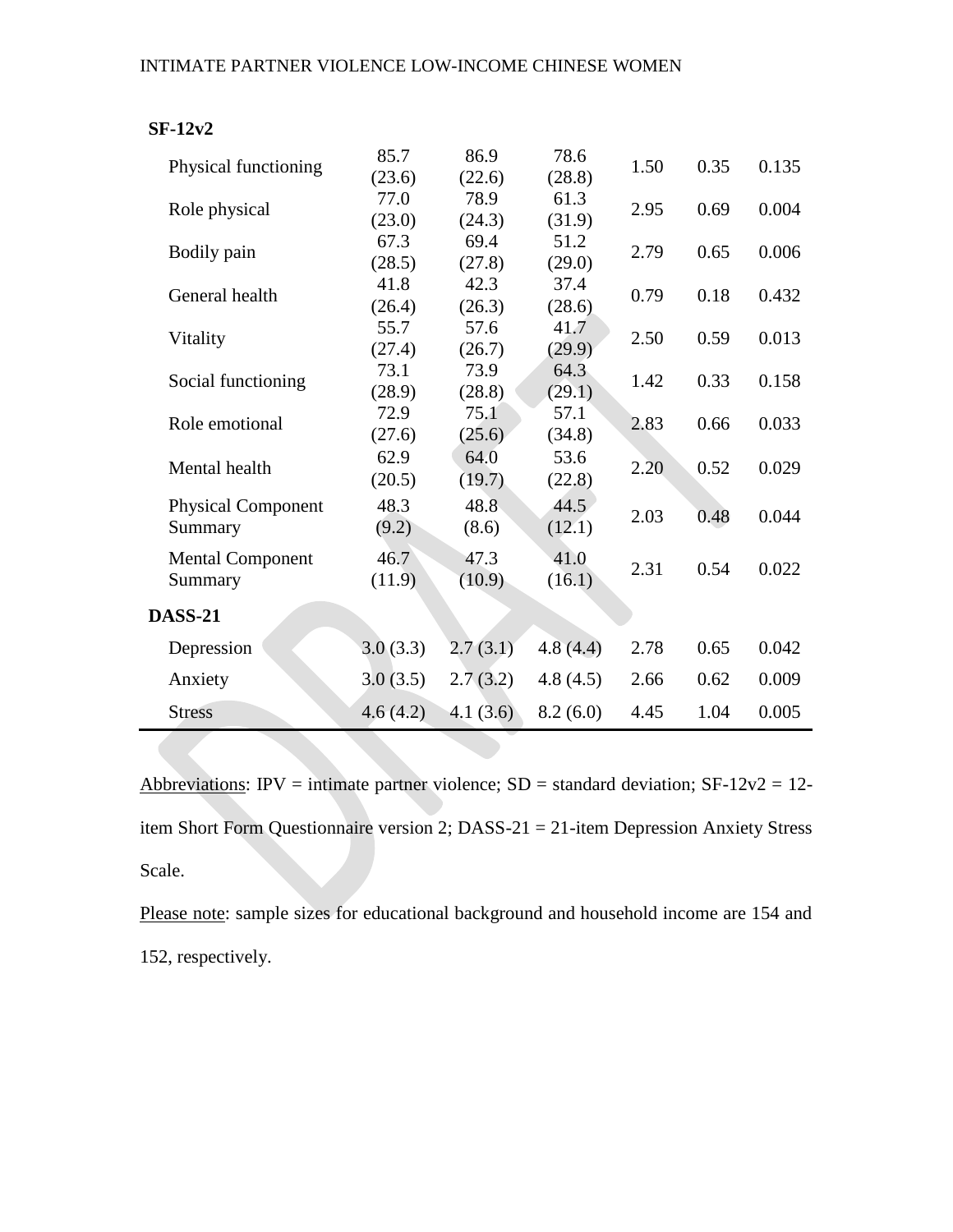| | | | | | | |
|---|---|---|---|---|---|---|
| **SF-12v2** | | | | | | |
| Physical functioning | 85.7 (23.6) | 86.9 (22.6) | 78.6 (28.8) | 1.50 | 0.35 | 0.135 |
| Role physical | 77.0 (23.0) | 78.9 (24.3) | 61.3 (31.9) | 2.95 | 0.69 | 0.004 |
| Bodily pain | 67.3 (28.5) | 69.4 (27.8) | 51.2 (29.0) | 2.79 | 0.65 | 0.006 |
| General health | 41.8 (26.4) | 42.3 (26.3) | 37.4 (28.6) | 0.79 | 0.18 | 0.432 |
| Vitality | 55.7 (27.4) | 57.6 (26.7) | 41.7 (29.9) | 2.50 | 0.59 | 0.013 |
| Social functioning | 73.1 (28.9) | 73.9 (28.8) | 64.3 (29.1) | 1.42 | 0.33 | 0.158 |
| Role emotional | 72.9 (27.6) | 75.1 (25.6) | 57.1 (34.8) | 2.83 | 0.66 | 0.033 |
| Mental health | 62.9 (20.5) | 64.0 (19.7) | 53.6 (22.8) | 2.20 | 0.52 | 0.029 |
| Physical Component Summary | 48.3 (9.2) | 48.8 (8.6) | 44.5 (12.1) | 2.03 | 0.48 | 0.044 |
| Mental Component Summary | 46.7 (11.9) | 47.3 (10.9) | 41.0 (16.1) | 2.31 | 0.54 | 0.022 |
| **DASS-21** | | | | | | |
| Depression | 3.0 (3.3) | 2.7 (3.1) | 4.8 (4.4) | 2.78 | 0.65 | 0.042 |
| Anxiety | 3.0 (3.5) | 2.7 (3.2) | 4.8 (4.5) | 2.66 | 0.62 | 0.009 |
| Stress | 4.6 (4.2) | 4.1 (3.6) | 8.2 (6.0) | 4.45 | 1.04 | 0.005 |

Abbreviations: IPV = intimate partner violence; SD = standard deviation; SF-12v2 = 12-item Short Form Questionnaire version 2; DASS-21 = 21-item Depression Anxiety Stress Scale.

Please note: sample sizes for educational background and household income are 154 and 152, respectively.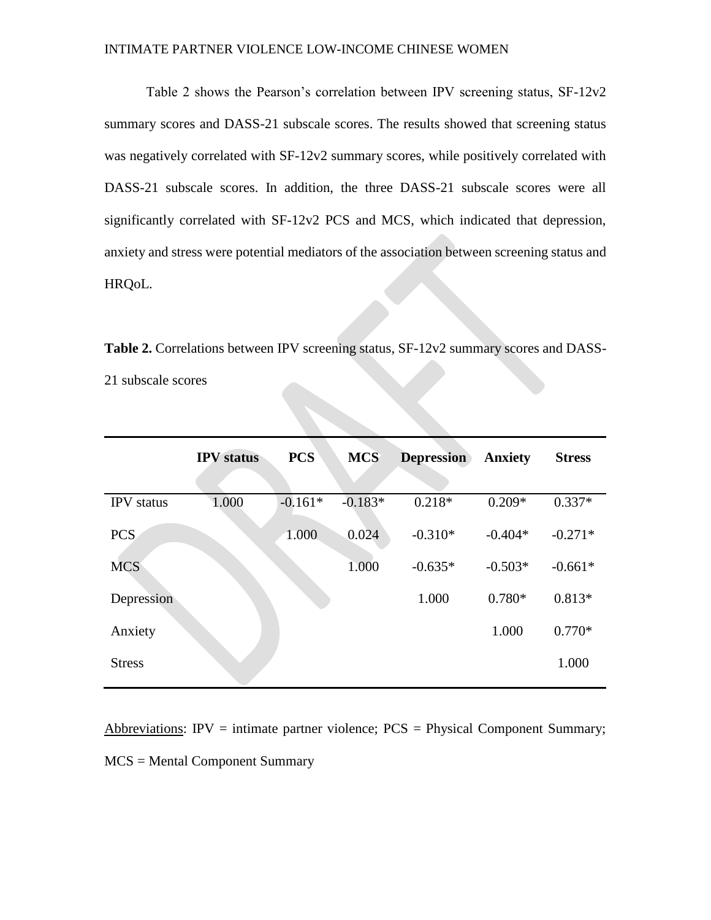Table 2 shows the Pearson's correlation between IPV screening status, SF-12v2 summary scores and DASS-21 subscale scores. The results showed that screening status was negatively correlated with SF-12v2 summary scores, while positively correlated with DASS-21 subscale scores. In addition, the three DASS-21 subscale scores were all significantly correlated with SF-12v2 PCS and MCS, which indicated that depression, anxiety and stress were potential mediators of the association between screening status and HRQoL.

**Table 2.** Correlations between IPV screening status, SF-12v2 summary scores and DASS-21 subscale scores

| | **IPV status** | **PCS** | **MCS** | **Depression** | **Anxiety** | **Stress** |
|---|---|---|---|---|---|---|
| IPV status | 1.000 | -0.161* | -0.183* | 0.218* | 0.209* | 0.337* |
| PCS | | 1.000 | 0.024 | -0.310* | -0.404* | -0.271* |
| MCS | | | 1.000 | -0.635* | -0.503* | -0.661* |
| Depression | | | | 1.000 | 0.780* | 0.813* |
| Anxiety | | | | | 1.000 | 0.770* |
| Stress | | | | | | 1.000 |

Abbreviations: IPV = intimate partner violence; PCS = Physical Component Summary; MCS = Mental Component Summary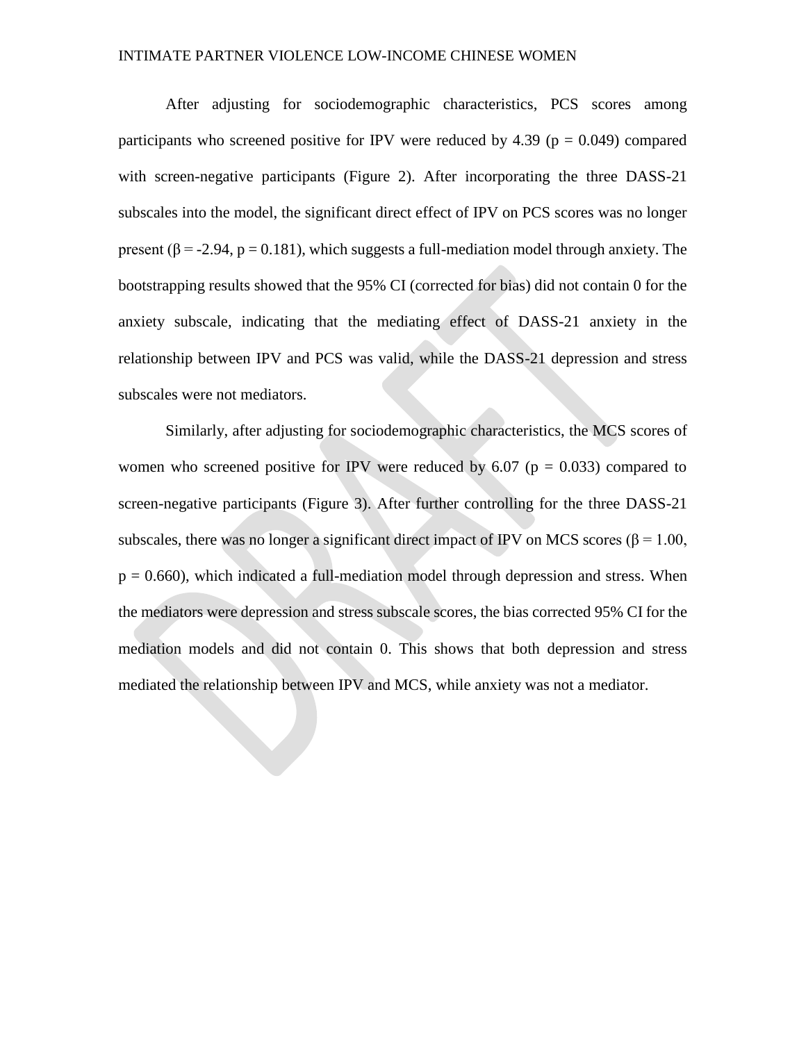After adjusting for sociodemographic characteristics, PCS scores among participants who screened positive for IPV were reduced by 4.39 ($p = 0.049$) compared with screen-negative participants (Figure 2). After incorporating the three DASS-21 subscales into the model, the significant direct effect of IPV on PCS scores was no longer present ($\beta = -2.94$, $p = 0.181$), which suggests a full-mediation model through anxiety. The bootstrapping results showed that the 95% CI (corrected for bias) did not contain 0 for the anxiety subscale, indicating that the mediating effect of DASS-21 anxiety in the relationship between IPV and PCS was valid, while the DASS-21 depression and stress subscales were not mediators.

Similarly, after adjusting for sociodemographic characteristics, the MCS scores of women who screened positive for IPV were reduced by 6.07 ($p = 0.033$) compared to screen-negative participants (Figure 3). After further controlling for the three DASS-21 subscales, there was no longer a significant direct impact of IPV on MCS scores ($\beta = 1.00$, $p = 0.660$), which indicated a full-mediation model through depression and stress. When the mediators were depression and stress subscale scores, the bias corrected 95% CI for the mediation models and did not contain 0. This shows that both depression and stress mediated the relationship between IPV and MCS, while anxiety was not a mediator.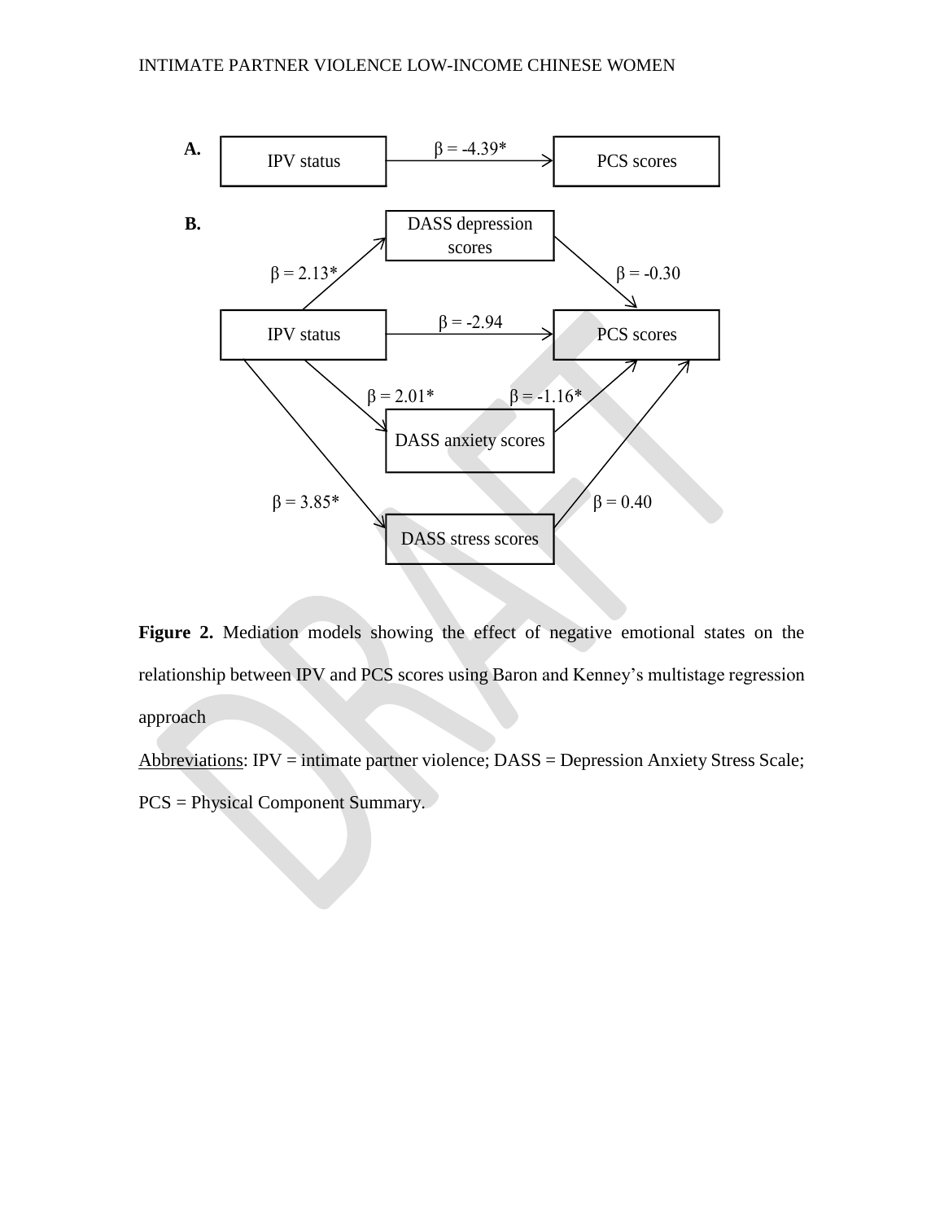**A.**

IPV status → PCS scores: β = -4.39*

**B.**

| Path | β |
| --- | --- |
| IPV status → DASS depression scores | β = 2.13* |
| DASS depression scores → PCS scores | β = -0.30 |
| IPV status → PCS scores | β = -2.94 |
| IPV status → DASS anxiety scores | β = 2.01* |
| DASS anxiety scores → PCS scores | β = -1.16* |
| IPV status → DASS stress scores | β = 3.85* |
| DASS stress scores → PCS scores | β = 0.40 |

**Figure 2.** Mediation models showing the effect of negative emotional states on the relationship between IPV and PCS scores using Baron and Kenney's multistage regression approach

Abbreviations: IPV = intimate partner violence; DASS = Depression Anxiety Stress Scale; PCS = Physical Component Summary.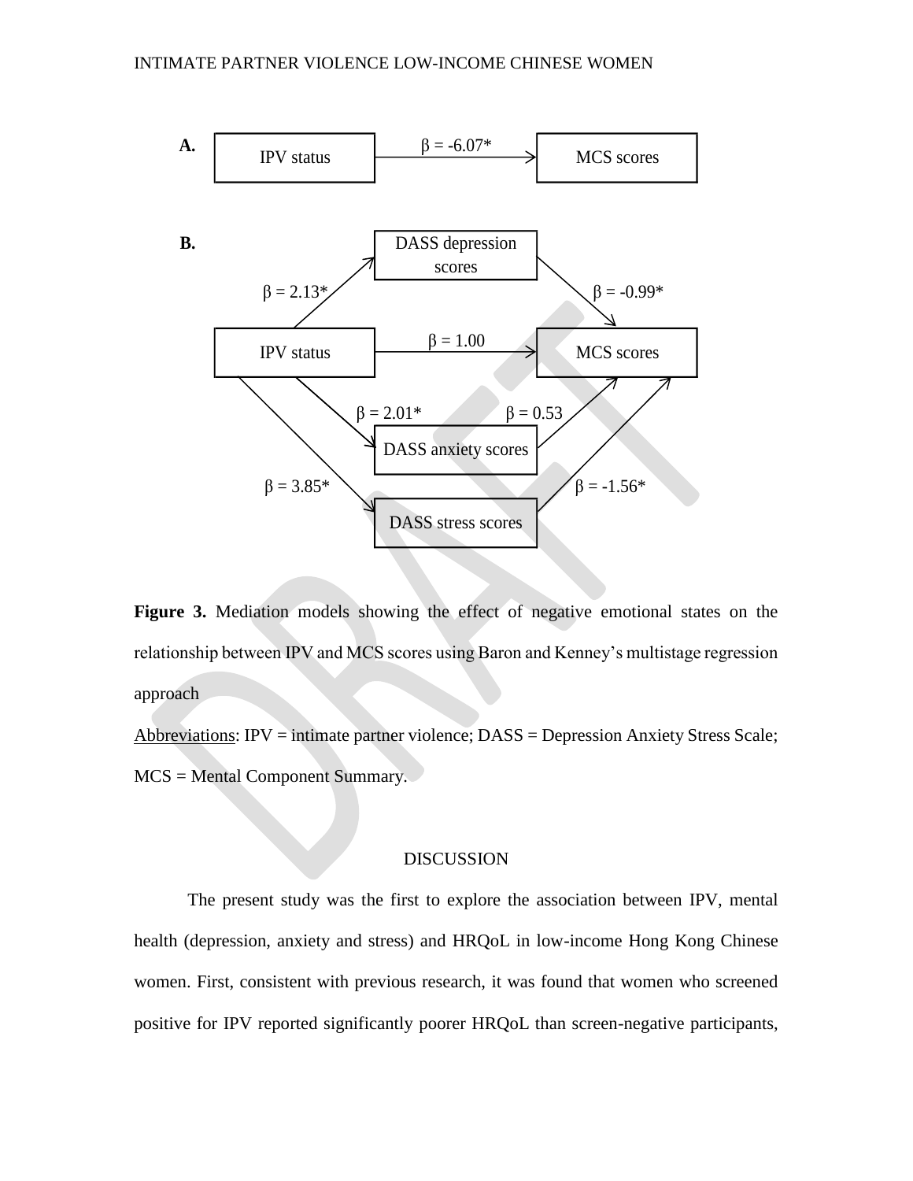A. IPV status → MCS scores: β = -6.07*

B. IPV status → DASS depression scores: β = 2.13*; DASS depression scores → MCS scores: β = -0.99*

IPV status → MCS scores: β = 1.00

IPV status → DASS anxiety scores: β = 2.01*; DASS anxiety scores → MCS scores: β = 0.53

IPV status → DASS stress scores: β = 3.85*; DASS stress scores → MCS scores: β = -1.56*

**Figure 3.** Mediation models showing the effect of negative emotional states on the relationship between IPV and MCS scores using Baron and Kenney's multistage regression approach

Abbreviations: IPV = intimate partner violence; DASS = Depression Anxiety Stress Scale; MCS = Mental Component Summary.

## DISCUSSION

The present study was the first to explore the association between IPV, mental health (depression, anxiety and stress) and HRQoL in low-income Hong Kong Chinese women. First, consistent with previous research, it was found that women who screened positive for IPV reported significantly poorer HRQoL than screen-negative participants,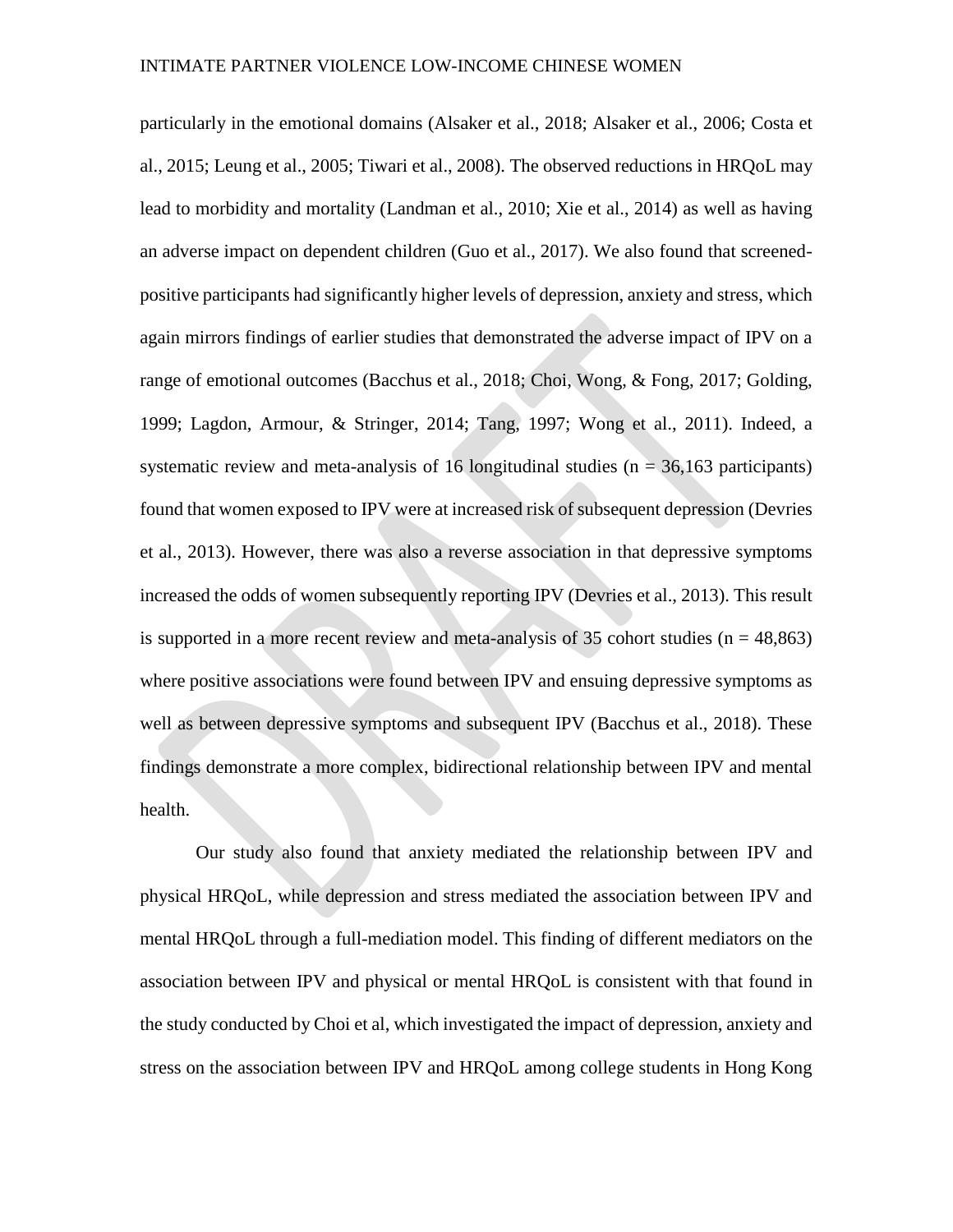particularly in the emotional domains (Alsaker et al., 2018; Alsaker et al., 2006; Costa et al., 2015; Leung et al., 2005; Tiwari et al., 2008). The observed reductions in HRQoL may lead to morbidity and mortality (Landman et al., 2010; Xie et al., 2014) as well as having an adverse impact on dependent children (Guo et al., 2017). We also found that screened-positive participants had significantly higher levels of depression, anxiety and stress, which again mirrors findings of earlier studies that demonstrated the adverse impact of IPV on a range of emotional outcomes (Bacchus et al., 2018; Choi, Wong, & Fong, 2017; Golding, 1999; Lagdon, Armour, & Stringer, 2014; Tang, 1997; Wong et al., 2011). Indeed, a systematic review and meta-analysis of 16 longitudinal studies ($n = 36,163$ participants) found that women exposed to IPV were at increased risk of subsequent depression (Devries et al., 2013). However, there was also a reverse association in that depressive symptoms increased the odds of women subsequently reporting IPV (Devries et al., 2013). This result is supported in a more recent review and meta-analysis of 35 cohort studies ($n = 48,863$) where positive associations were found between IPV and ensuing depressive symptoms as well as between depressive symptoms and subsequent IPV (Bacchus et al., 2018). These findings demonstrate a more complex, bidirectional relationship between IPV and mental health.

Our study also found that anxiety mediated the relationship between IPV and physical HRQoL, while depression and stress mediated the association between IPV and mental HRQoL through a full-mediation model. This finding of different mediators on the association between IPV and physical or mental HRQoL is consistent with that found in the study conducted by Choi et al, which investigated the impact of depression, anxiety and stress on the association between IPV and HRQoL among college students in Hong Kong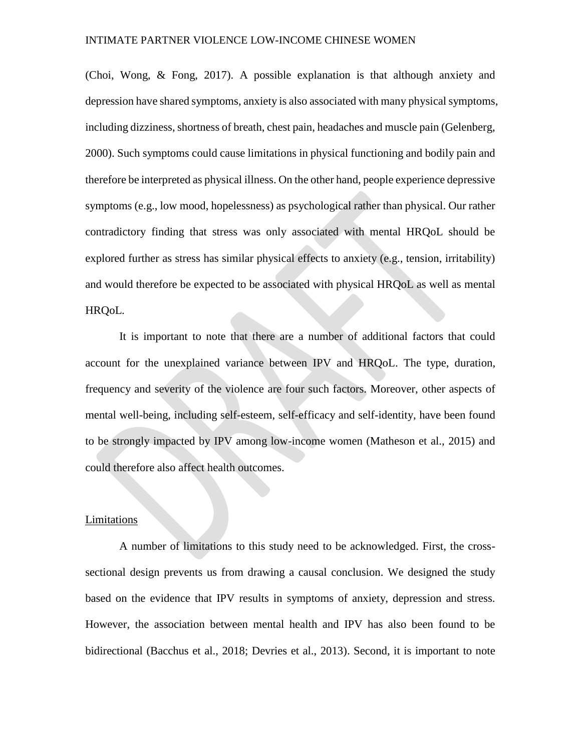(Choi, Wong, & Fong, 2017). A possible explanation is that although anxiety and depression have shared symptoms, anxiety is also associated with many physical symptoms, including dizziness, shortness of breath, chest pain, headaches and muscle pain (Gelenberg, 2000). Such symptoms could cause limitations in physical functioning and bodily pain and therefore be interpreted as physical illness. On the other hand, people experience depressive symptoms (e.g., low mood, hopelessness) as psychological rather than physical. Our rather contradictory finding that stress was only associated with mental HRQoL should be explored further as stress has similar physical effects to anxiety (e.g., tension, irritability) and would therefore be expected to be associated with physical HRQoL as well as mental HRQoL.

It is important to note that there are a number of additional factors that could account for the unexplained variance between IPV and HRQoL. The type, duration, frequency and severity of the violence are four such factors. Moreover, other aspects of mental well-being, including self-esteem, self-efficacy and self-identity, have been found to be strongly impacted by IPV among low-income women (Matheson et al., 2015) and could therefore also affect health outcomes.

## Limitations

A number of limitations to this study need to be acknowledged. First, the cross-sectional design prevents us from drawing a causal conclusion. We designed the study based on the evidence that IPV results in symptoms of anxiety, depression and stress. However, the association between mental health and IPV has also been found to be bidirectional (Bacchus et al., 2018; Devries et al., 2013). Second, it is important to note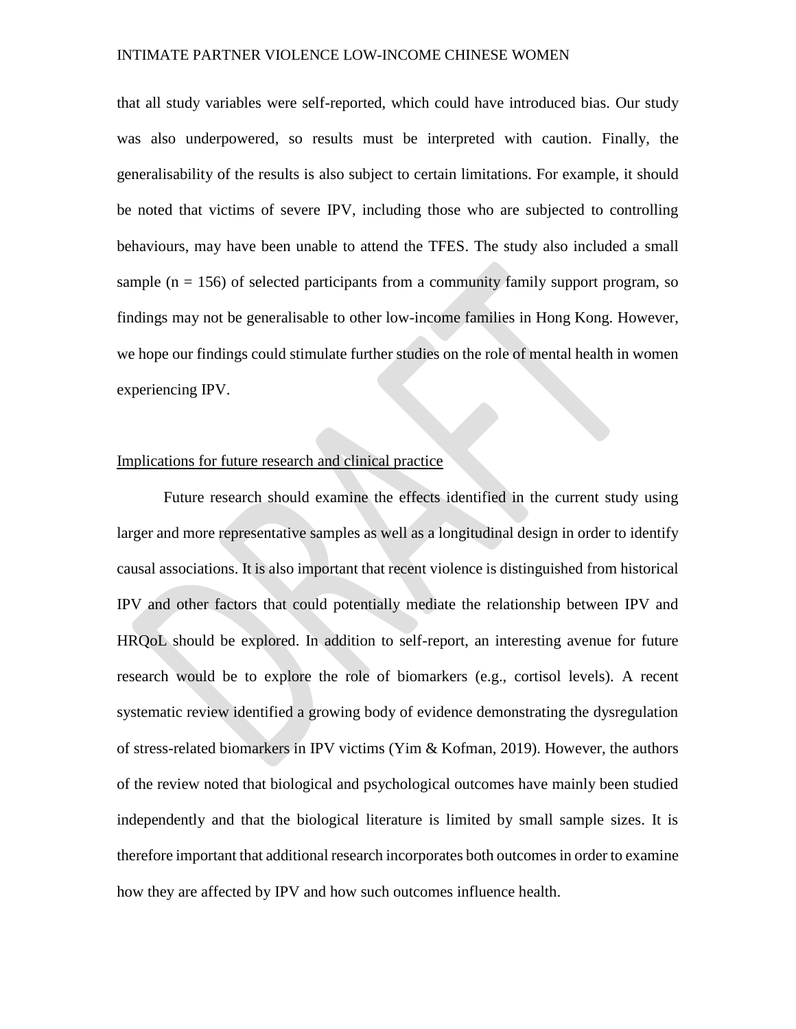that all study variables were self-reported, which could have introduced bias. Our study was also underpowered, so results must be interpreted with caution. Finally, the generalisability of the results is also subject to certain limitations. For example, it should be noted that victims of severe IPV, including those who are subjected to controlling behaviours, may have been unable to attend the TFES. The study also included a small sample (n = 156) of selected participants from a community family support program, so findings may not be generalisable to other low-income families in Hong Kong. However, we hope our findings could stimulate further studies on the role of mental health in women experiencing IPV.

## Implications for future research and clinical practice

Future research should examine the effects identified in the current study using larger and more representative samples as well as a longitudinal design in order to identify causal associations. It is also important that recent violence is distinguished from historical IPV and other factors that could potentially mediate the relationship between IPV and HRQoL should be explored. In addition to self-report, an interesting avenue for future research would be to explore the role of biomarkers (e.g., cortisol levels). A recent systematic review identified a growing body of evidence demonstrating the dysregulation of stress-related biomarkers in IPV victims (Yim & Kofman, 2019). However, the authors of the review noted that biological and psychological outcomes have mainly been studied independently and that the biological literature is limited by small sample sizes. It is therefore important that additional research incorporates both outcomes in order to examine how they are affected by IPV and how such outcomes influence health.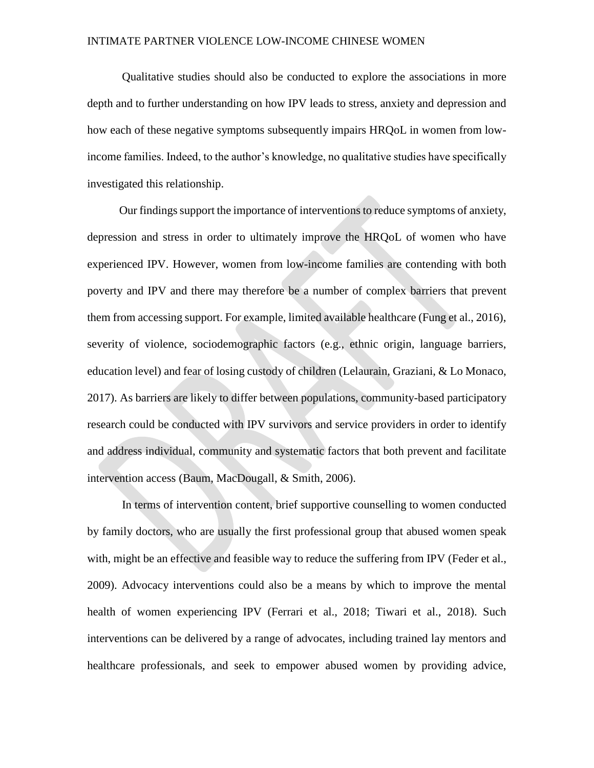Qualitative studies should also be conducted to explore the associations in more depth and to further understanding on how IPV leads to stress, anxiety and depression and how each of these negative symptoms subsequently impairs HRQoL in women from low-income families. Indeed, to the author's knowledge, no qualitative studies have specifically investigated this relationship.

Our findings support the importance of interventions to reduce symptoms of anxiety, depression and stress in order to ultimately improve the HRQoL of women who have experienced IPV. However, women from low-income families are contending with both poverty and IPV and there may therefore be a number of complex barriers that prevent them from accessing support. For example, limited available healthcare (Fung et al., 2016), severity of violence, sociodemographic factors (e.g., ethnic origin, language barriers, education level) and fear of losing custody of children (Lelaurain, Graziani, & Lo Monaco, 2017). As barriers are likely to differ between populations, community-based participatory research could be conducted with IPV survivors and service providers in order to identify and address individual, community and systematic factors that both prevent and facilitate intervention access (Baum, MacDougall, & Smith, 2006).

In terms of intervention content, brief supportive counselling to women conducted by family doctors, who are usually the first professional group that abused women speak with, might be an effective and feasible way to reduce the suffering from IPV (Feder et al., 2009). Advocacy interventions could also be a means by which to improve the mental health of women experiencing IPV (Ferrari et al., 2018; Tiwari et al., 2018). Such interventions can be delivered by a range of advocates, including trained lay mentors and healthcare professionals, and seek to empower abused women by providing advice,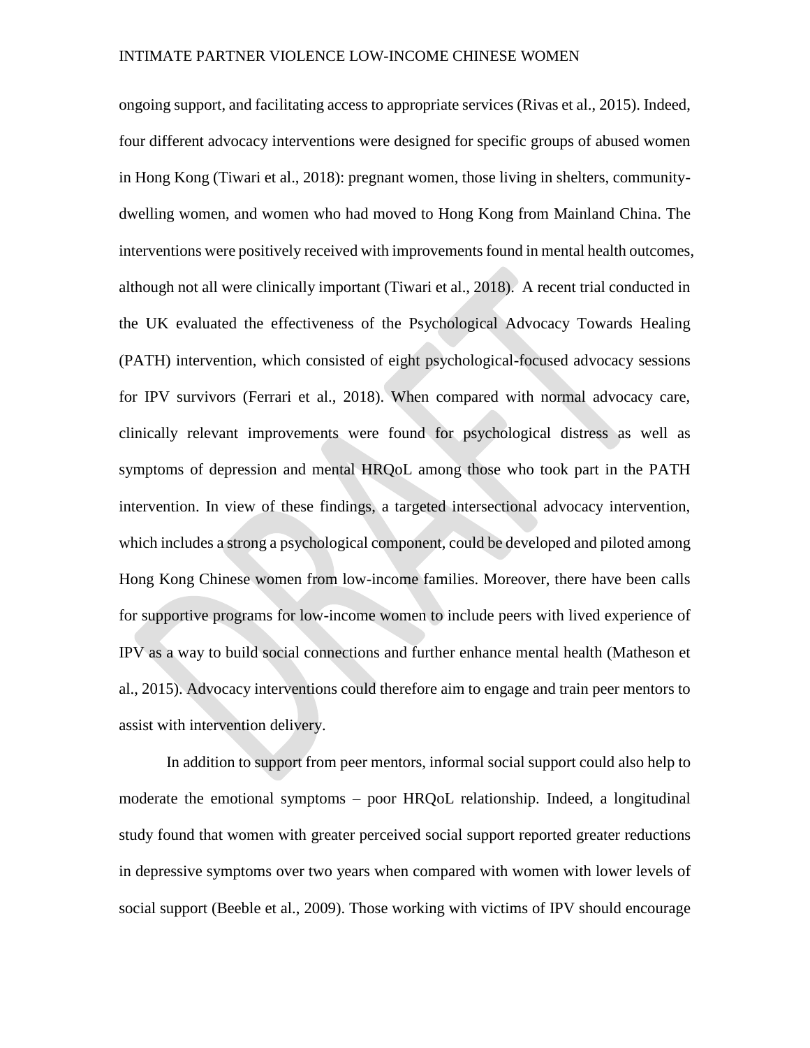ongoing support, and facilitating access to appropriate services (Rivas et al., 2015). Indeed, four different advocacy interventions were designed for specific groups of abused women in Hong Kong (Tiwari et al., 2018): pregnant women, those living in shelters, community-dwelling women, and women who had moved to Hong Kong from Mainland China. The interventions were positively received with improvements found in mental health outcomes, although not all were clinically important (Tiwari et al., 2018). A recent trial conducted in the UK evaluated the effectiveness of the Psychological Advocacy Towards Healing (PATH) intervention, which consisted of eight psychological-focused advocacy sessions for IPV survivors (Ferrari et al., 2018). When compared with normal advocacy care, clinically relevant improvements were found for psychological distress as well as symptoms of depression and mental HRQoL among those who took part in the PATH intervention. In view of these findings, a targeted intersectional advocacy intervention, which includes a strong a psychological component, could be developed and piloted among Hong Kong Chinese women from low-income families. Moreover, there have been calls for supportive programs for low-income women to include peers with lived experience of IPV as a way to build social connections and further enhance mental health (Matheson et al., 2015). Advocacy interventions could therefore aim to engage and train peer mentors to assist with intervention delivery.

In addition to support from peer mentors, informal social support could also help to moderate the emotional symptoms – poor HRQoL relationship. Indeed, a longitudinal study found that women with greater perceived social support reported greater reductions in depressive symptoms over two years when compared with women with lower levels of social support (Beeble et al., 2009). Those working with victims of IPV should encourage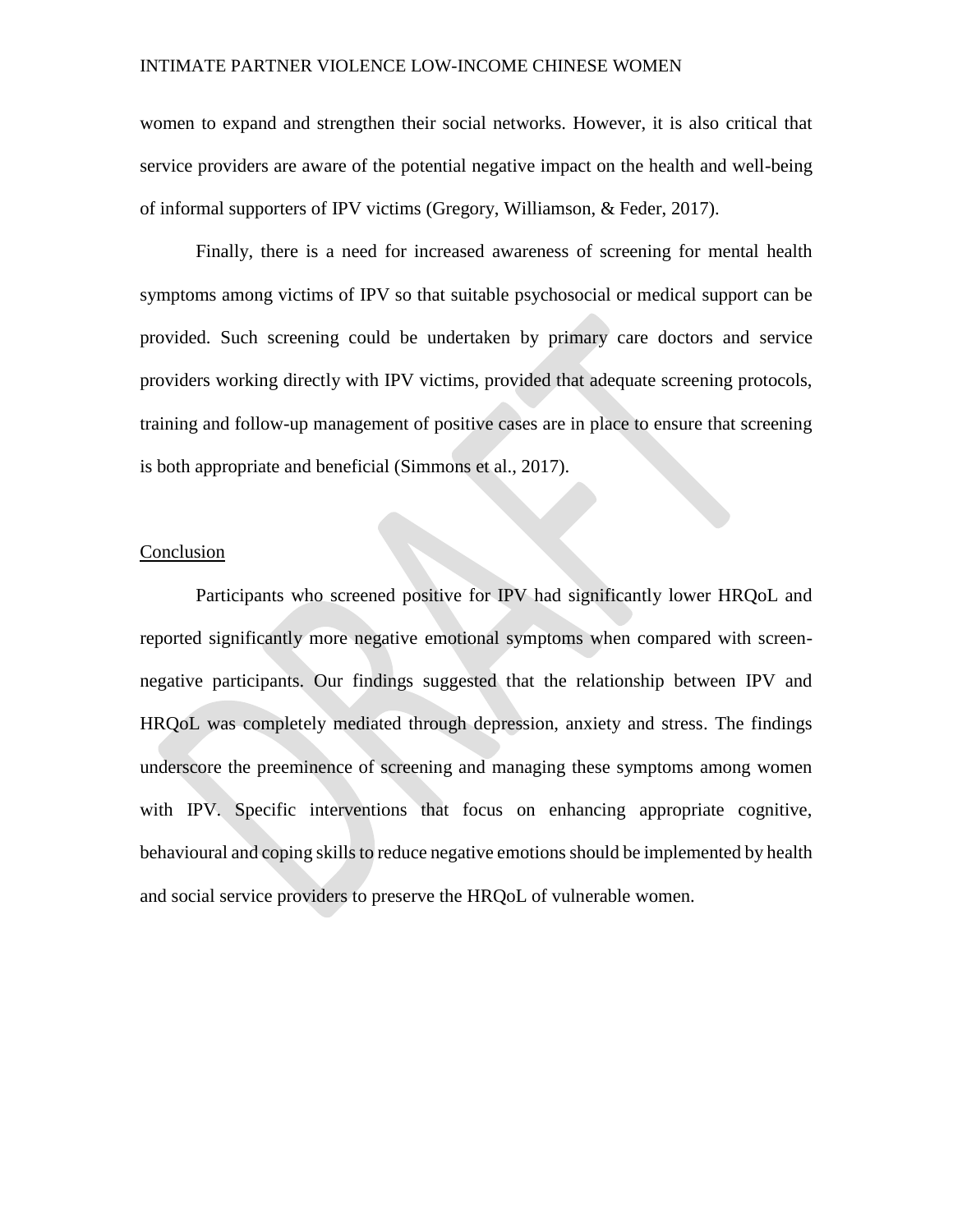women to expand and strengthen their social networks. However, it is also critical that service providers are aware of the potential negative impact on the health and well-being of informal supporters of IPV victims (Gregory, Williamson, & Feder, 2017).

Finally, there is a need for increased awareness of screening for mental health symptoms among victims of IPV so that suitable psychosocial or medical support can be provided. Such screening could be undertaken by primary care doctors and service providers working directly with IPV victims, provided that adequate screening protocols, training and follow-up management of positive cases are in place to ensure that screening is both appropriate and beneficial (Simmons et al., 2017).

## Conclusion

Participants who screened positive for IPV had significantly lower HRQoL and reported significantly more negative emotional symptoms when compared with screen-negative participants. Our findings suggested that the relationship between IPV and HRQoL was completely mediated through depression, anxiety and stress. The findings underscore the preeminence of screening and managing these symptoms among women with IPV. Specific interventions that focus on enhancing appropriate cognitive, behavioural and coping skills to reduce negative emotions should be implemented by health and social service providers to preserve the HRQoL of vulnerable women.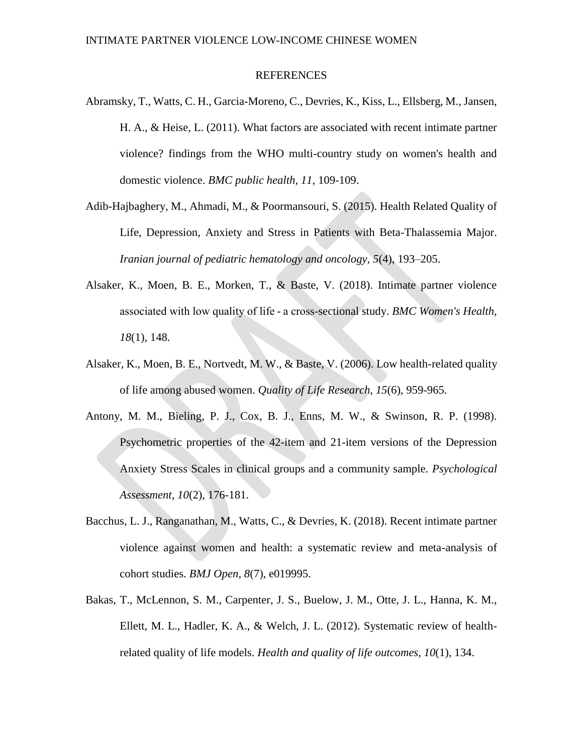# REFERENCES

Abramsky, T., Watts, C. H., Garcia-Moreno, C., Devries, K., Kiss, L., Ellsberg, M., Jansen, H. A., & Heise, L. (2011). What factors are associated with recent intimate partner violence? findings from the WHO multi-country study on women's health and domestic violence. *BMC public health, 11*, 109-109.

Adib-Hajbaghery, M., Ahmadi, M., & Poormansouri, S. (2015). Health Related Quality of Life, Depression, Anxiety and Stress in Patients with Beta-Thalassemia Major. *Iranian journal of pediatric hematology and oncology, 5*(4), 193–205.

Alsaker, K., Moen, B. E., Morken, T., & Baste, V. (2018). Intimate partner violence associated with low quality of life - a cross-sectional study. *BMC Women's Health, 18*(1), 148.

Alsaker, K., Moen, B. E., Nortvedt, M. W., & Baste, V. (2006). Low health-related quality of life among abused women. *Quality of Life Research, 15*(6), 959-965.

Antony, M. M., Bieling, P. J., Cox, B. J., Enns, M. W., & Swinson, R. P. (1998). Psychometric properties of the 42-item and 21-item versions of the Depression Anxiety Stress Scales in clinical groups and a community sample. *Psychological Assessment, 10*(2), 176-181.

Bacchus, L. J., Ranganathan, M., Watts, C., & Devries, K. (2018). Recent intimate partner violence against women and health: a systematic review and meta-analysis of cohort studies. *BMJ Open, 8*(7), e019995.

Bakas, T., McLennon, S. M., Carpenter, J. S., Buelow, J. M., Otte, J. L., Hanna, K. M., Ellett, M. L., Hadler, K. A., & Welch, J. L. (2012). Systematic review of health-related quality of life models. *Health and quality of life outcomes, 10*(1), 134.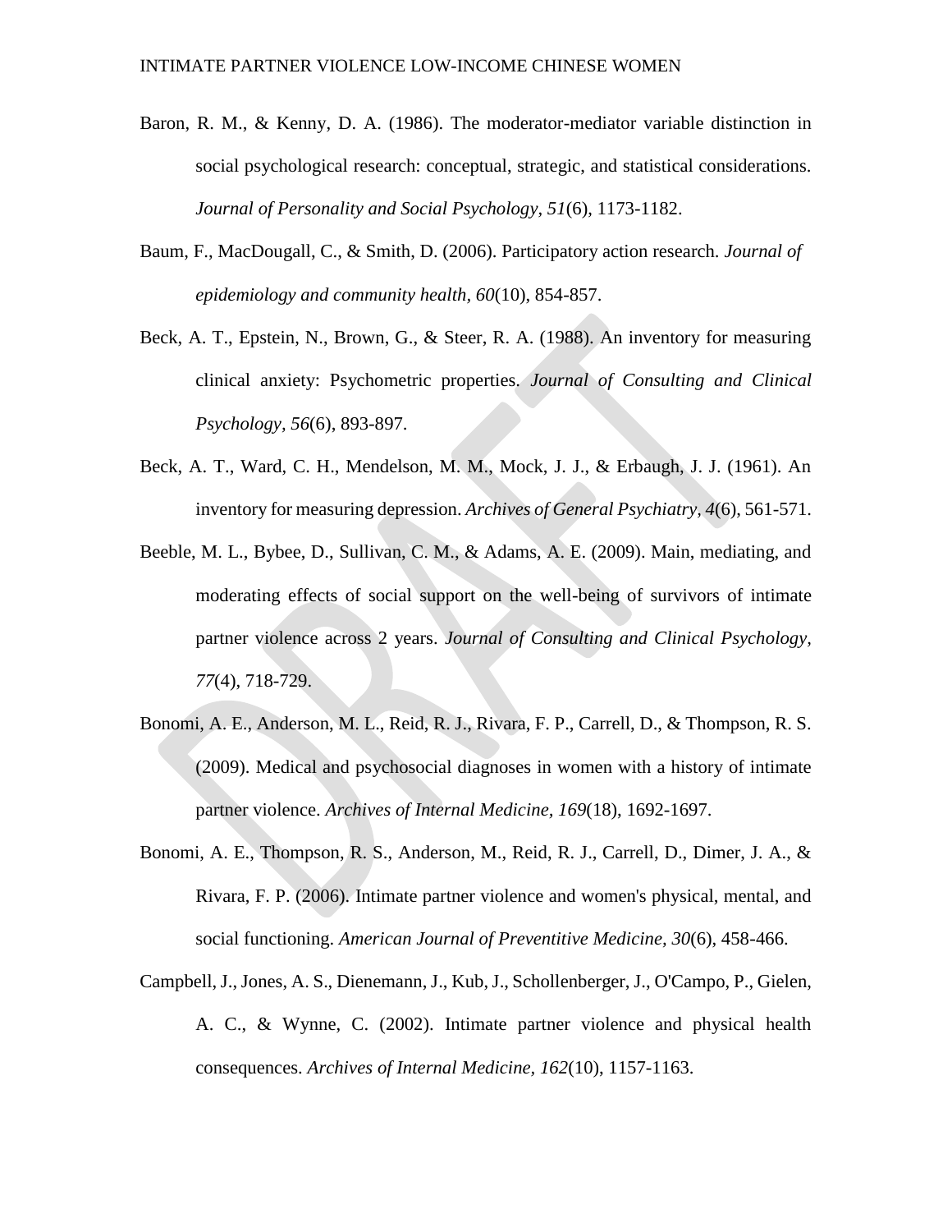Baron, R. M., & Kenny, D. A. (1986). The moderator-mediator variable distinction in social psychological research: conceptual, strategic, and statistical considerations. *Journal of Personality and Social Psychology, 51*(6), 1173-1182.

Baum, F., MacDougall, C., & Smith, D. (2006). Participatory action research. *Journal of epidemiology and community health, 60*(10), 854-857.

Beck, A. T., Epstein, N., Brown, G., & Steer, R. A. (1988). An inventory for measuring clinical anxiety: Psychometric properties. *Journal of Consulting and Clinical Psychology, 56*(6), 893-897.

Beck, A. T., Ward, C. H., Mendelson, M. M., Mock, J. J., & Erbaugh, J. J. (1961). An inventory for measuring depression. *Archives of General Psychiatry, 4*(6), 561-571.

Beeble, M. L., Bybee, D., Sullivan, C. M., & Adams, A. E. (2009). Main, mediating, and moderating effects of social support on the well-being of survivors of intimate partner violence across 2 years. *Journal of Consulting and Clinical Psychology, 77*(4), 718-729.

Bonomi, A. E., Anderson, M. L., Reid, R. J., Rivara, F. P., Carrell, D., & Thompson, R. S. (2009). Medical and psychosocial diagnoses in women with a history of intimate partner violence. *Archives of Internal Medicine, 169*(18), 1692-1697.

Bonomi, A. E., Thompson, R. S., Anderson, M., Reid, R. J., Carrell, D., Dimer, J. A., & Rivara, F. P. (2006). Intimate partner violence and women's physical, mental, and social functioning. *American Journal of Preventitive Medicine, 30*(6), 458-466.

Campbell, J., Jones, A. S., Dienemann, J., Kub, J., Schollenberger, J., O'Campo, P., Gielen, A. C., & Wynne, C. (2002). Intimate partner violence and physical health consequences. *Archives of Internal Medicine, 162*(10), 1157-1163.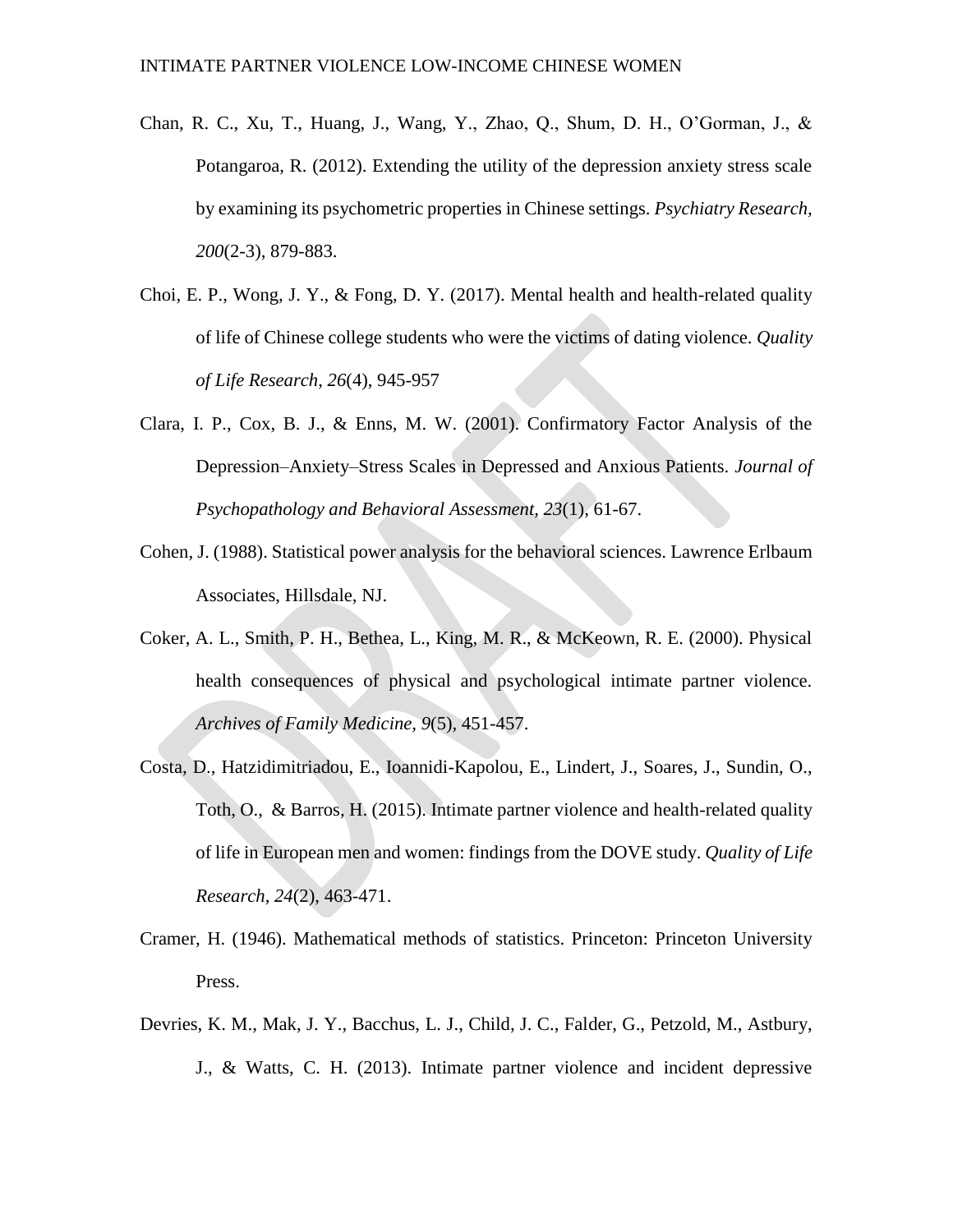Chan, R. C., Xu, T., Huang, J., Wang, Y., Zhao, Q., Shum, D. H., O'Gorman, J., & Potangaroa, R. (2012). Extending the utility of the depression anxiety stress scale by examining its psychometric properties in Chinese settings. *Psychiatry Research*, *200*(2-3), 879-883.

Choi, E. P., Wong, J. Y., & Fong, D. Y. (2017). Mental health and health-related quality of life of Chinese college students who were the victims of dating violence. *Quality of Life Research*, *26*(4), 945-957

Clara, I. P., Cox, B. J., & Enns, M. W. (2001). Confirmatory Factor Analysis of the Depression–Anxiety–Stress Scales in Depressed and Anxious Patients. *Journal of Psychopathology and Behavioral Assessment, 23*(1), 61-67.

Cohen, J. (1988). Statistical power analysis for the behavioral sciences. Lawrence Erlbaum Associates, Hillsdale, NJ.

Coker, A. L., Smith, P. H., Bethea, L., King, M. R., & McKeown, R. E. (2000). Physical health consequences of physical and psychological intimate partner violence. *Archives of Family Medicine, 9*(5), 451-457.

Costa, D., Hatzidimitriadou, E., Ioannidi-Kapolou, E., Lindert, J., Soares, J., Sundin, O., Toth, O., & Barros, H. (2015). Intimate partner violence and health-related quality of life in European men and women: findings from the DOVE study. *Quality of Life Research, 24*(2), 463-471.

Cramer, H. (1946). Mathematical methods of statistics. Princeton: Princeton University Press.

Devries, K. M., Mak, J. Y., Bacchus, L. J., Child, J. C., Falder, G., Petzold, M., Astbury, J., & Watts, C. H. (2013). Intimate partner violence and incident depressive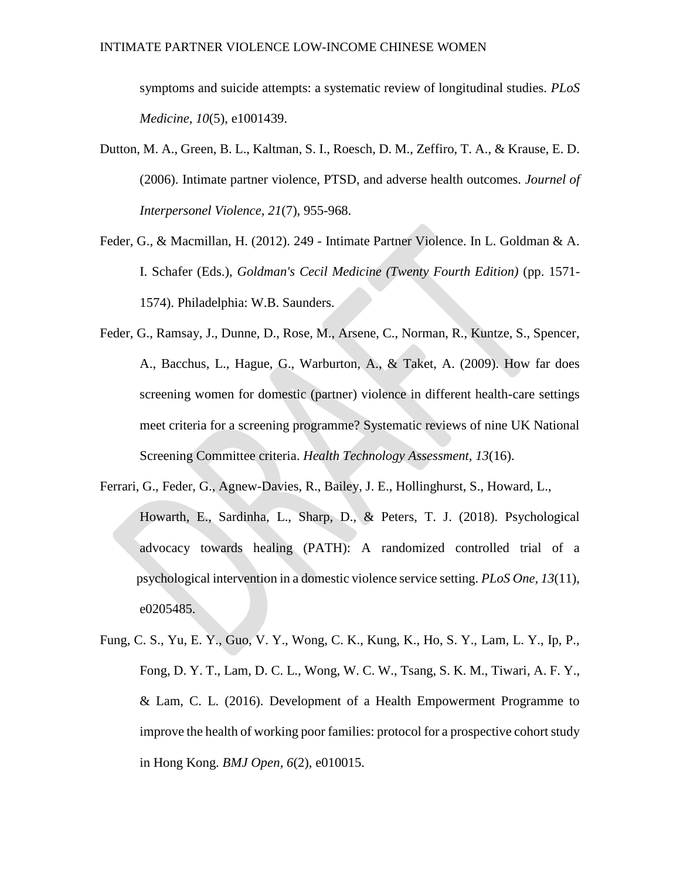symptoms and suicide attempts: a systematic review of longitudinal studies. *PLoS Medicine, 10*(5), e1001439.

Dutton, M. A., Green, B. L., Kaltman, S. I., Roesch, D. M., Zeffiro, T. A., & Krause, E. D. (2006). Intimate partner violence, PTSD, and adverse health outcomes. *Journel of Interpersonel Violence, 21*(7), 955-968.

Feder, G., & Macmillan, H. (2012). 249 - Intimate Partner Violence. In L. Goldman & A. I. Schafer (Eds.), *Goldman's Cecil Medicine (Twenty Fourth Edition)* (pp. 1571-1574). Philadelphia: W.B. Saunders.

Feder, G., Ramsay, J., Dunne, D., Rose, M., Arsene, C., Norman, R., Kuntze, S., Spencer, A., Bacchus, L., Hague, G., Warburton, A., & Taket, A. (2009). How far does screening women for domestic (partner) violence in different health-care settings meet criteria for a screening programme? Systematic reviews of nine UK National Screening Committee criteria. *Health Technology Assessment, 13*(16).

Ferrari, G., Feder, G., Agnew-Davies, R., Bailey, J. E., Hollinghurst, S., Howard, L., Howarth, E., Sardinha, L., Sharp, D., & Peters, T. J. (2018). Psychological advocacy towards healing (PATH): A randomized controlled trial of a psychological intervention in a domestic violence service setting. *PLoS One, 13*(11), e0205485.

Fung, C. S., Yu, E. Y., Guo, V. Y., Wong, C. K., Kung, K., Ho, S. Y., Lam, L. Y., Ip, P., Fong, D. Y. T., Lam, D. C. L., Wong, W. C. W., Tsang, S. K. M., Tiwari, A. F. Y., & Lam, C. L. (2016). Development of a Health Empowerment Programme to improve the health of working poor families: protocol for a prospective cohort study in Hong Kong. *BMJ Open, 6*(2), e010015.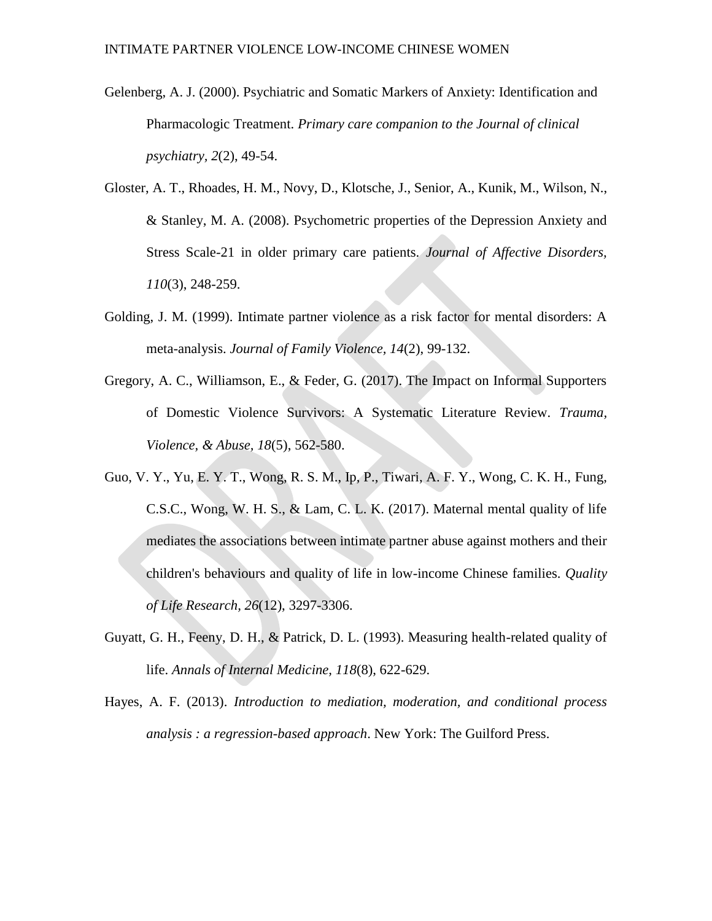Gelenberg, A. J. (2000). Psychiatric and Somatic Markers of Anxiety: Identification and Pharmacologic Treatment. *Primary care companion to the Journal of clinical psychiatry*, *2*(2), 49-54.

Gloster, A. T., Rhoades, H. M., Novy, D., Klotsche, J., Senior, A., Kunik, M., Wilson, N., & Stanley, M. A. (2008). Psychometric properties of the Depression Anxiety and Stress Scale-21 in older primary care patients. *Journal of Affective Disorders*, *110*(3), 248-259.

Golding, J. M. (1999). Intimate partner violence as a risk factor for mental disorders: A meta-analysis. *Journal of Family Violence*, *14*(2), 99-132.

Gregory, A. C., Williamson, E., & Feder, G. (2017). The Impact on Informal Supporters of Domestic Violence Survivors: A Systematic Literature Review. *Trauma, Violence, & Abuse, 18*(5), 562-580.

Guo, V. Y., Yu, E. Y. T., Wong, R. S. M., Ip, P., Tiwari, A. F. Y., Wong, C. K. H., Fung, C.S.C., Wong, W. H. S., & Lam, C. L. K. (2017). Maternal mental quality of life mediates the associations between intimate partner abuse against mothers and their children's behaviours and quality of life in low-income Chinese families. *Quality of Life Research*, *26*(12), 3297-3306.

Guyatt, G. H., Feeny, D. H., & Patrick, D. L. (1993). Measuring health-related quality of life. *Annals of Internal Medicine, 118*(8), 622-629.

Hayes, A. F. (2013). *Introduction to mediation, moderation, and conditional process analysis : a regression-based approach*. New York: The Guilford Press.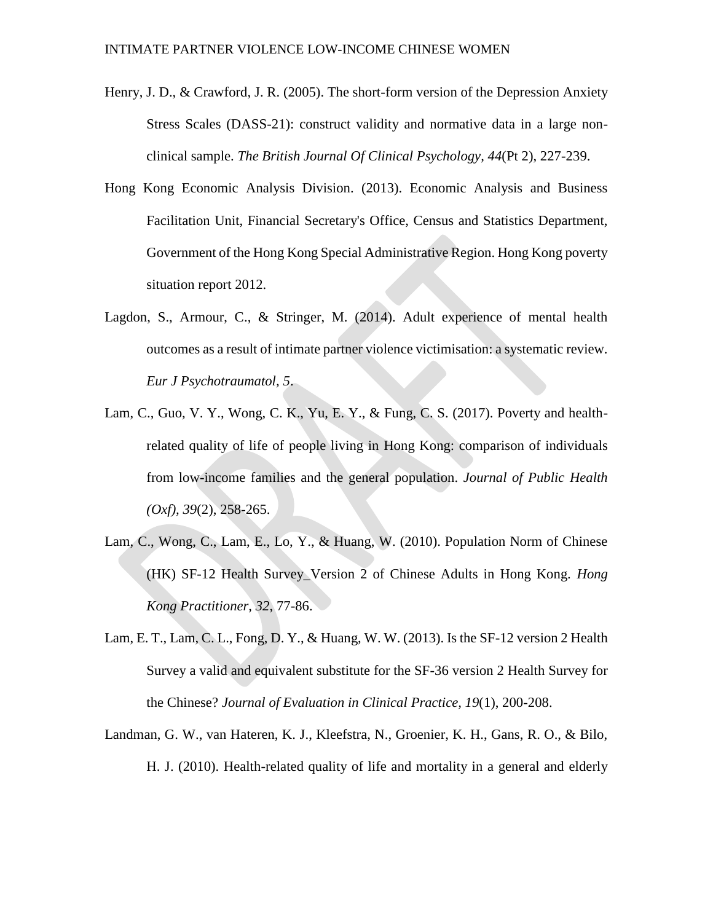Henry, J. D., & Crawford, J. R. (2005). The short-form version of the Depression Anxiety Stress Scales (DASS-21): construct validity and normative data in a large non-clinical sample. *The British Journal Of Clinical Psychology, 44*(Pt 2), 227-239.

Hong Kong Economic Analysis Division. (2013). Economic Analysis and Business Facilitation Unit, Financial Secretary's Office, Census and Statistics Department, Government of the Hong Kong Special Administrative Region. Hong Kong poverty situation report 2012.

Lagdon, S., Armour, C., & Stringer, M. (2014). Adult experience of mental health outcomes as a result of intimate partner violence victimisation: a systematic review. *Eur J Psychotraumatol, 5*.

Lam, C., Guo, V. Y., Wong, C. K., Yu, E. Y., & Fung, C. S. (2017). Poverty and health-related quality of life of people living in Hong Kong: comparison of individuals from low-income families and the general population. *Journal of Public Health (Oxf), 39*(2), 258-265.

Lam, C., Wong, C., Lam, E., Lo, Y., & Huang, W. (2010). Population Norm of Chinese (HK) SF-12 Health Survey_Version 2 of Chinese Adults in Hong Kong. *Hong Kong Practitioner, 32*, 77-86.

Lam, E. T., Lam, C. L., Fong, D. Y., & Huang, W. W. (2013). Is the SF-12 version 2 Health Survey a valid and equivalent substitute for the SF-36 version 2 Health Survey for the Chinese? *Journal of Evaluation in Clinical Practice, 19*(1), 200-208.

Landman, G. W., van Hateren, K. J., Kleefstra, N., Groenier, K. H., Gans, R. O., & Bilo, H. J. (2010). Health-related quality of life and mortality in a general and elderly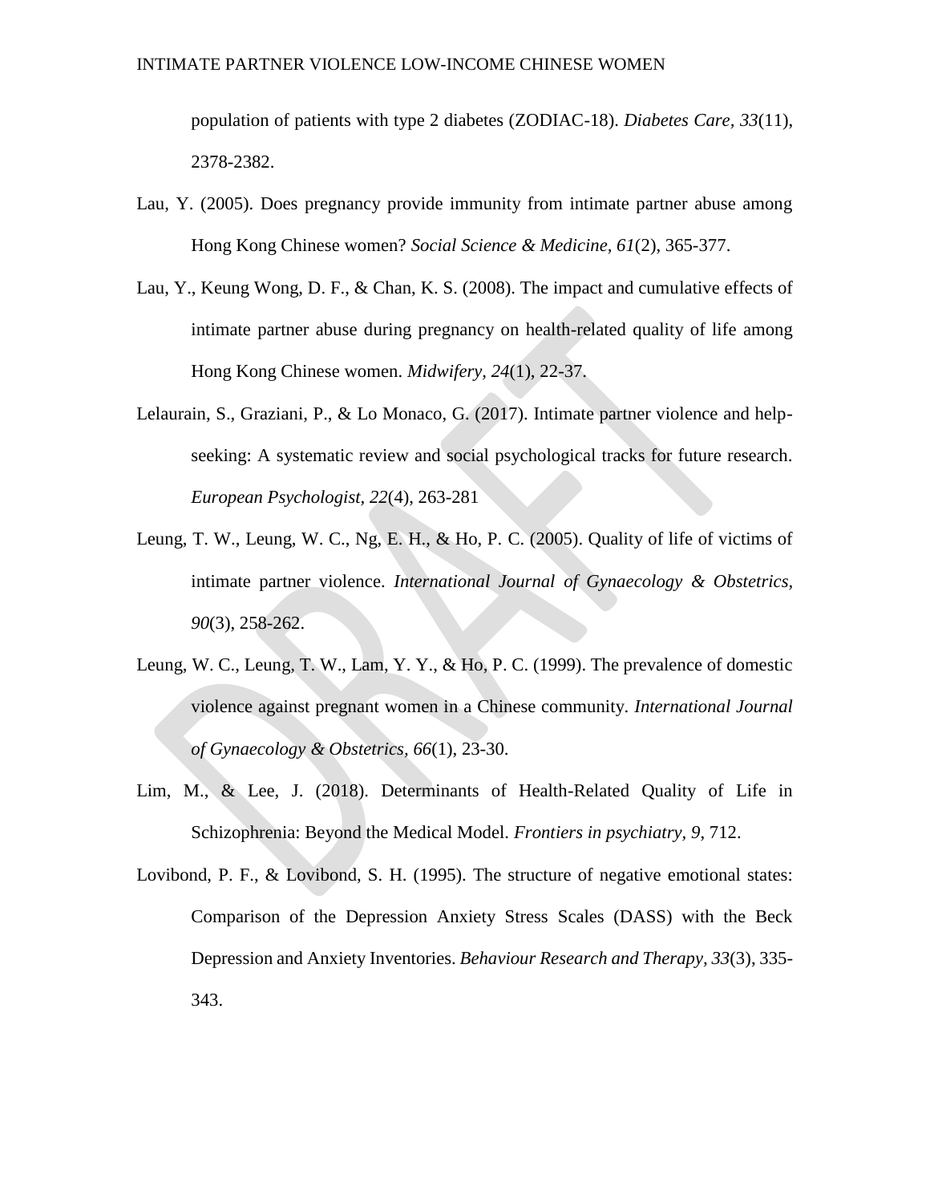population of patients with type 2 diabetes (ZODIAC-18). *Diabetes Care*, *33*(11), 2378-2382.

Lau, Y. (2005). Does pregnancy provide immunity from intimate partner abuse among Hong Kong Chinese women? *Social Science & Medicine*, *61*(2), 365-377.

Lau, Y., Keung Wong, D. F., & Chan, K. S. (2008). The impact and cumulative effects of intimate partner abuse during pregnancy on health-related quality of life among Hong Kong Chinese women. *Midwifery*, *24*(1), 22-37.

Lelaurain, S., Graziani, P., & Lo Monaco, G. (2017). Intimate partner violence and help-seeking: A systematic review and social psychological tracks for future research. *European Psychologist*, *22*(4), 263-281

Leung, T. W., Leung, W. C., Ng, E. H., & Ho, P. C. (2005). Quality of life of victims of intimate partner violence. *International Journal of Gynaecology & Obstetrics*, *90*(3), 258-262.

Leung, W. C., Leung, T. W., Lam, Y. Y., & Ho, P. C. (1999). The prevalence of domestic violence against pregnant women in a Chinese community. *International Journal of Gynaecology & Obstetrics*, *66*(1), 23-30.

Lim, M., & Lee, J. (2018). Determinants of Health-Related Quality of Life in Schizophrenia: Beyond the Medical Model. *Frontiers in psychiatry*, *9*, 712.

Lovibond, P. F., & Lovibond, S. H. (1995). The structure of negative emotional states: Comparison of the Depression Anxiety Stress Scales (DASS) with the Beck Depression and Anxiety Inventories. *Behaviour Research and Therapy*, *33*(3), 335-343.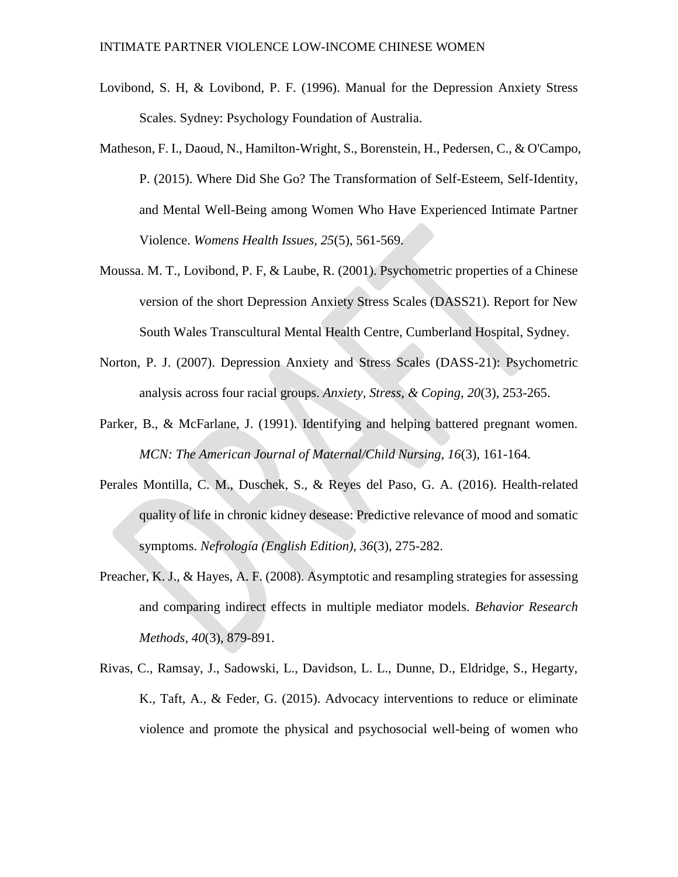Lovibond, S. H, & Lovibond, P. F. (1996). Manual for the Depression Anxiety Stress Scales. Sydney: Psychology Foundation of Australia.

Matheson, F. I., Daoud, N., Hamilton-Wright, S., Borenstein, H., Pedersen, C., & O'Campo, P. (2015). Where Did She Go? The Transformation of Self-Esteem, Self-Identity, and Mental Well-Being among Women Who Have Experienced Intimate Partner Violence. *Womens Health Issues, 25*(5), 561-569.

Moussa. M. T., Lovibond, P. F, & Laube, R. (2001). Psychometric properties of a Chinese version of the short Depression Anxiety Stress Scales (DASS21). Report for New South Wales Transcultural Mental Health Centre, Cumberland Hospital, Sydney.

Norton, P. J. (2007). Depression Anxiety and Stress Scales (DASS-21): Psychometric analysis across four racial groups. *Anxiety, Stress, & Coping, 20*(3), 253-265.

Parker, B., & McFarlane, J. (1991). Identifying and helping battered pregnant women. *MCN: The American Journal of Maternal/Child Nursing, 16*(3), 161-164.

Perales Montilla, C. M., Duschek, S., & Reyes del Paso, G. A. (2016). Health-related quality of life in chronic kidney desease: Predictive relevance of mood and somatic symptoms. *Nefrología (English Edition), 36*(3), 275-282.

Preacher, K. J., & Hayes, A. F. (2008). Asymptotic and resampling strategies for assessing and comparing indirect effects in multiple mediator models. *Behavior Research Methods, 40*(3), 879-891.

Rivas, C., Ramsay, J., Sadowski, L., Davidson, L. L., Dunne, D., Eldridge, S., Hegarty, K., Taft, A., & Feder, G. (2015). Advocacy interventions to reduce or eliminate violence and promote the physical and psychosocial well-being of women who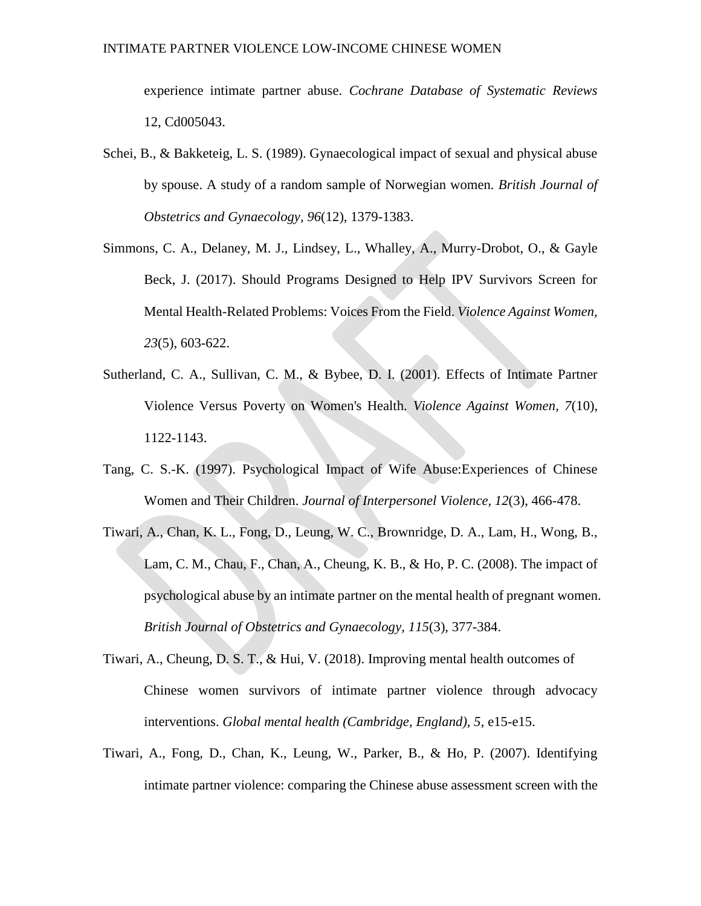experience intimate partner abuse. *Cochrane Database of Systematic Reviews* 12, Cd005043.

Schei, B., & Bakketeig, L. S. (1989). Gynaecological impact of sexual and physical abuse by spouse. A study of a random sample of Norwegian women. *British Journal of Obstetrics and Gynaecology, 96*(12), 1379-1383.

Simmons, C. A., Delaney, M. J., Lindsey, L., Whalley, A., Murry-Drobot, O., & Gayle Beck, J. (2017). Should Programs Designed to Help IPV Survivors Screen for Mental Health-Related Problems: Voices From the Field. *Violence Against Women, 23*(5), 603-622.

Sutherland, C. A., Sullivan, C. M., & Bybee, D. I. (2001). Effects of Intimate Partner Violence Versus Poverty on Women's Health. *Violence Against Women, 7*(10), 1122-1143.

Tang, C. S.-K. (1997). Psychological Impact of Wife Abuse:Experiences of Chinese Women and Their Children. *Journal of Interpersonel Violence, 12*(3), 466-478.

Tiwari, A., Chan, K. L., Fong, D., Leung, W. C., Brownridge, D. A., Lam, H., Wong, B., Lam, C. M., Chau, F., Chan, A., Cheung, K. B., & Ho, P. C. (2008). The impact of psychological abuse by an intimate partner on the mental health of pregnant women. *British Journal of Obstetrics and Gynaecology, 115*(3), 377-384.

Tiwari, A., Cheung, D. S. T., & Hui, V. (2018). Improving mental health outcomes of Chinese women survivors of intimate partner violence through advocacy interventions. *Global mental health (Cambridge, England), 5*, e15-e15.

Tiwari, A., Fong, D., Chan, K., Leung, W., Parker, B., & Ho, P. (2007). Identifying intimate partner violence: comparing the Chinese abuse assessment screen with the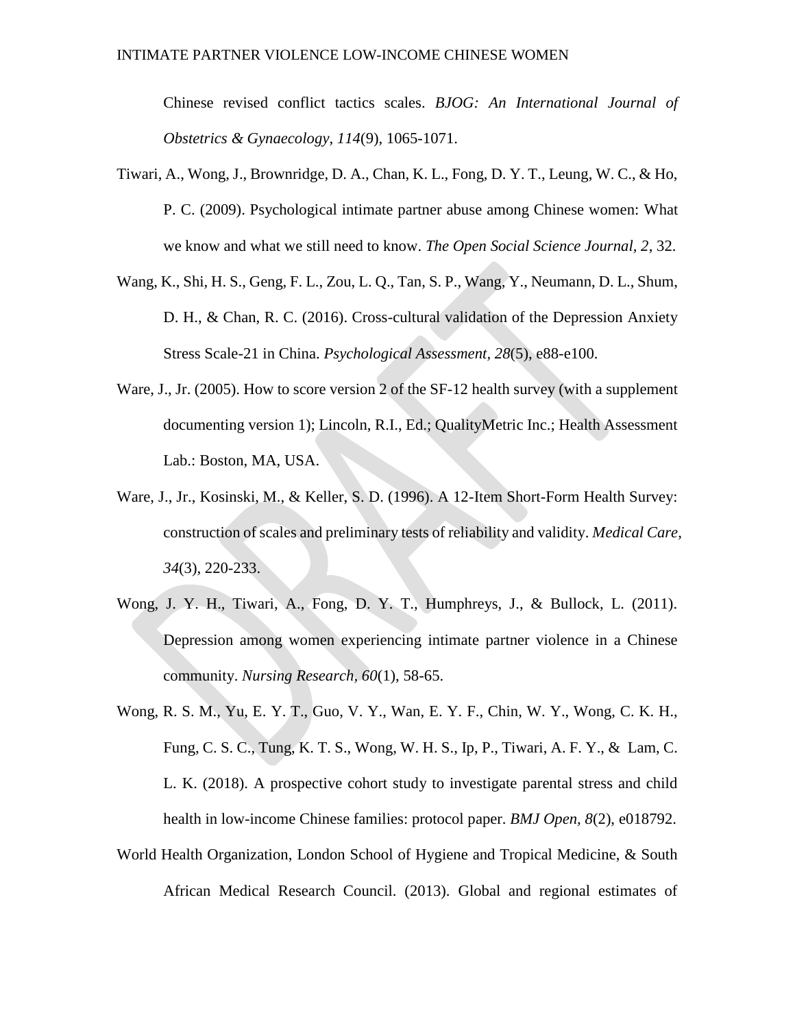Chinese revised conflict tactics scales. *BJOG: An International Journal of Obstetrics & Gynaecology, 114*(9), 1065-1071.

Tiwari, A., Wong, J., Brownridge, D. A., Chan, K. L., Fong, D. Y. T., Leung, W. C., & Ho, P. C. (2009). Psychological intimate partner abuse among Chinese women: What we know and what we still need to know. *The Open Social Science Journal, 2*, 32.

Wang, K., Shi, H. S., Geng, F. L., Zou, L. Q., Tan, S. P., Wang, Y., Neumann, D. L., Shum, D. H., & Chan, R. C. (2016). Cross-cultural validation of the Depression Anxiety Stress Scale-21 in China. *Psychological Assessment, 28*(5), e88-e100.

Ware, J., Jr. (2005). How to score version 2 of the SF-12 health survey (with a supplement documenting version 1); Lincoln, R.I., Ed.; QualityMetric Inc.; Health Assessment Lab.: Boston, MA, USA.

Ware, J., Jr., Kosinski, M., & Keller, S. D. (1996). A 12-Item Short-Form Health Survey: construction of scales and preliminary tests of reliability and validity. *Medical Care, 34*(3), 220-233.

Wong, J. Y. H., Tiwari, A., Fong, D. Y. T., Humphreys, J., & Bullock, L. (2011). Depression among women experiencing intimate partner violence in a Chinese community. *Nursing Research, 60*(1), 58-65.

Wong, R. S. M., Yu, E. Y. T., Guo, V. Y., Wan, E. Y. F., Chin, W. Y., Wong, C. K. H., Fung, C. S. C., Tung, K. T. S., Wong, W. H. S., Ip, P., Tiwari, A. F. Y., & Lam, C. L. K. (2018). A prospective cohort study to investigate parental stress and child health in low-income Chinese families: protocol paper. *BMJ Open, 8*(2), e018792.

World Health Organization, London School of Hygiene and Tropical Medicine, & South African Medical Research Council. (2013). Global and regional estimates of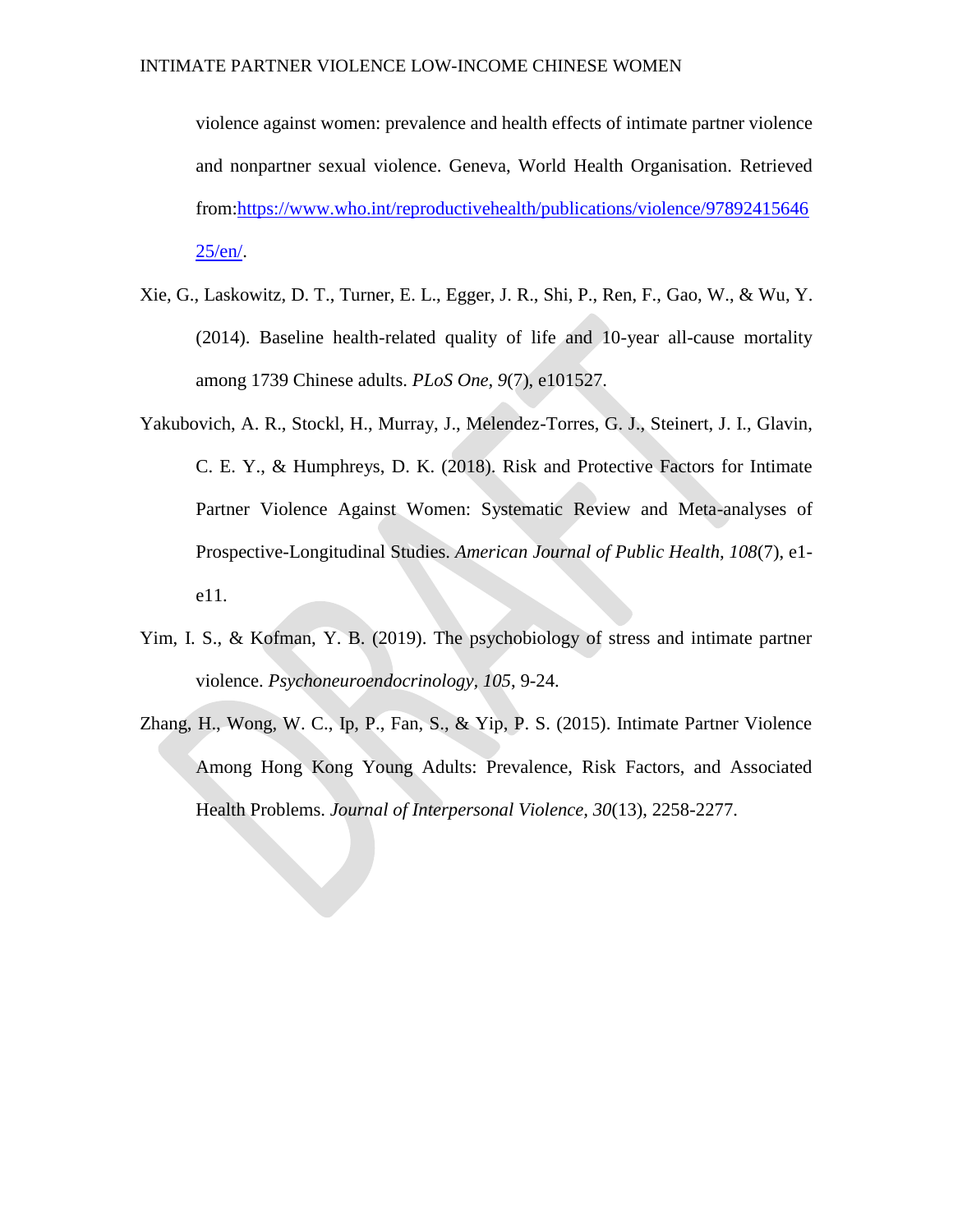violence against women: prevalence and health effects of intimate partner violence and nonpartner sexual violence. Geneva, World Health Organisation. Retrieved from:https://www.who.int/reproductivehealth/publications/violence/9789241564625/en/.

Xie, G., Laskowitz, D. T., Turner, E. L., Egger, J. R., Shi, P., Ren, F., Gao, W., & Wu, Y. (2014). Baseline health-related quality of life and 10-year all-cause mortality among 1739 Chinese adults. *PLoS One, 9*(7), e101527.

Yakubovich, A. R., Stockl, H., Murray, J., Melendez-Torres, G. J., Steinert, J. I., Glavin, C. E. Y., & Humphreys, D. K. (2018). Risk and Protective Factors for Intimate Partner Violence Against Women: Systematic Review and Meta-analyses of Prospective-Longitudinal Studies. *American Journal of Public Health, 108*(7), e1-e11.

Yim, I. S., & Kofman, Y. B. (2019). The psychobiology of stress and intimate partner violence. *Psychoneuroendocrinology, 105*, 9-24.

Zhang, H., Wong, W. C., Ip, P., Fan, S., & Yip, P. S. (2015). Intimate Partner Violence Among Hong Kong Young Adults: Prevalence, Risk Factors, and Associated Health Problems. *Journal of Interpersonal Violence, 30*(13), 2258-2277.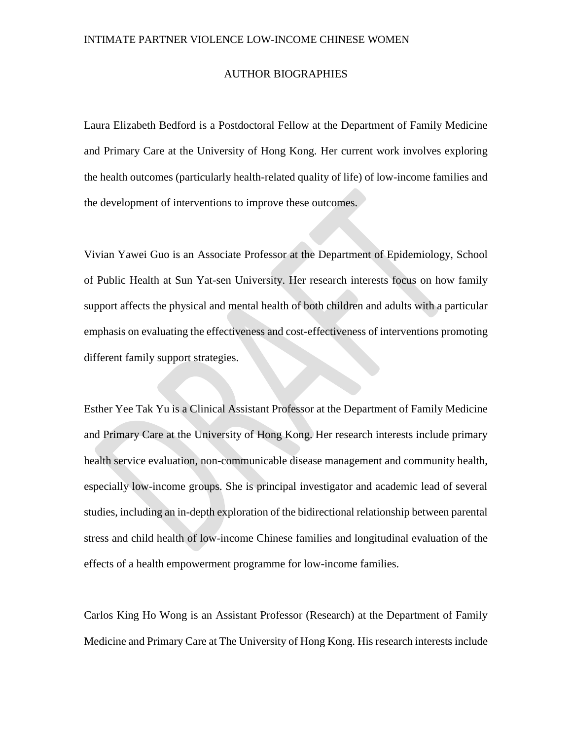## AUTHOR BIOGRAPHIES

Laura Elizabeth Bedford is a Postdoctoral Fellow at the Department of Family Medicine and Primary Care at the University of Hong Kong. Her current work involves exploring the health outcomes (particularly health-related quality of life) of low-income families and the development of interventions to improve these outcomes.

Vivian Yawei Guo is an Associate Professor at the Department of Epidemiology, School of Public Health at Sun Yat-sen University. Her research interests focus on how family support affects the physical and mental health of both children and adults with a particular emphasis on evaluating the effectiveness and cost-effectiveness of interventions promoting different family support strategies.

Esther Yee Tak Yu is a Clinical Assistant Professor at the Department of Family Medicine and Primary Care at the University of Hong Kong. Her research interests include primary health service evaluation, non-communicable disease management and community health, especially low-income groups. She is principal investigator and academic lead of several studies, including an in-depth exploration of the bidirectional relationship between parental stress and child health of low-income Chinese families and longitudinal evaluation of the effects of a health empowerment programme for low-income families.

Carlos King Ho Wong is an Assistant Professor (Research) at the Department of Family Medicine and Primary Care at The University of Hong Kong. His research interests include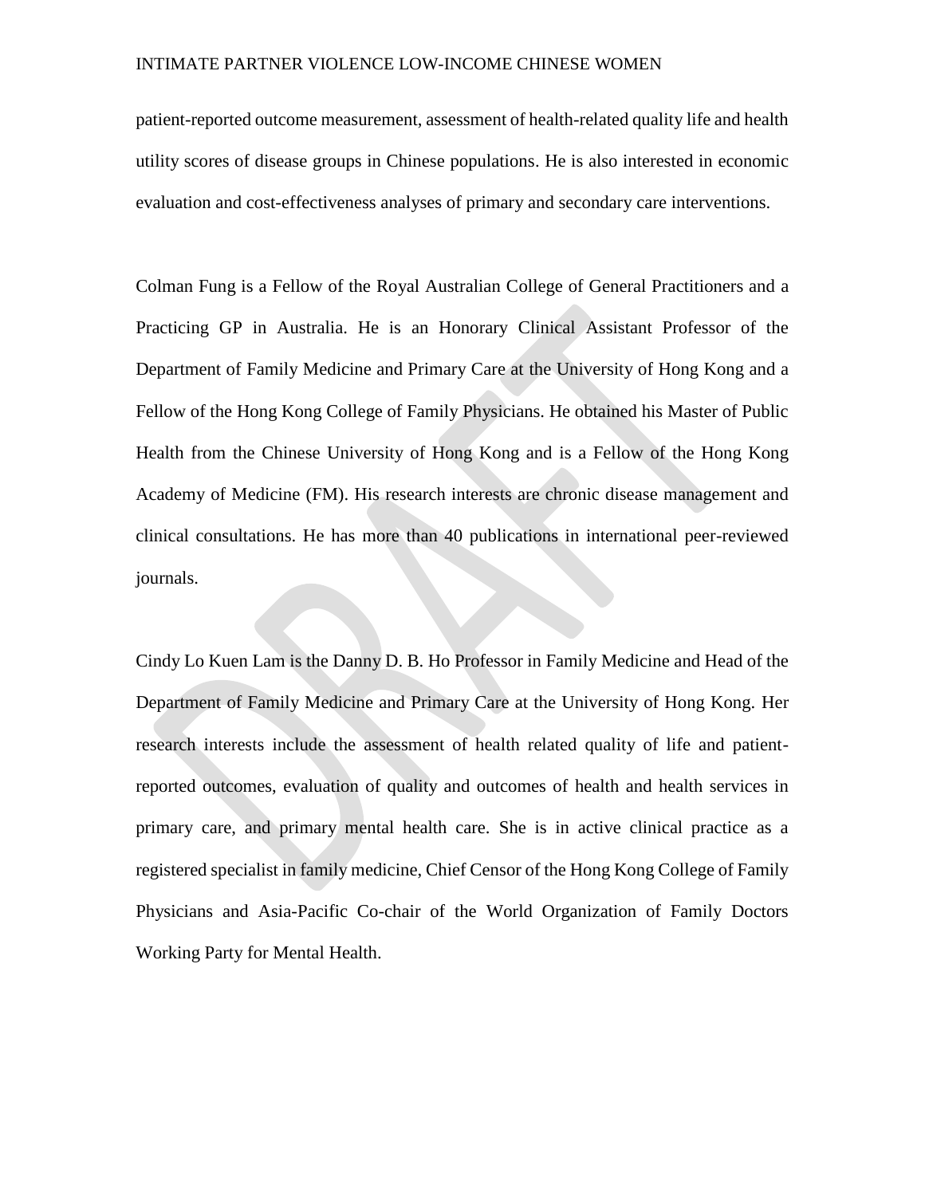patient-reported outcome measurement, assessment of health-related quality life and health utility scores of disease groups in Chinese populations. He is also interested in economic evaluation and cost-effectiveness analyses of primary and secondary care interventions.

Colman Fung is a Fellow of the Royal Australian College of General Practitioners and a Practicing GP in Australia. He is an Honorary Clinical Assistant Professor of the Department of Family Medicine and Primary Care at the University of Hong Kong and a Fellow of the Hong Kong College of Family Physicians. He obtained his Master of Public Health from the Chinese University of Hong Kong and is a Fellow of the Hong Kong Academy of Medicine (FM). His research interests are chronic disease management and clinical consultations. He has more than 40 publications in international peer-reviewed journals.

Cindy Lo Kuen Lam is the Danny D. B. Ho Professor in Family Medicine and Head of the Department of Family Medicine and Primary Care at the University of Hong Kong. Her research interests include the assessment of health related quality of life and patient-reported outcomes, evaluation of quality and outcomes of health and health services in primary care, and primary mental health care. She is in active clinical practice as a registered specialist in family medicine, Chief Censor of the Hong Kong College of Family Physicians and Asia-Pacific Co-chair of the World Organization of Family Doctors Working Party for Mental Health.